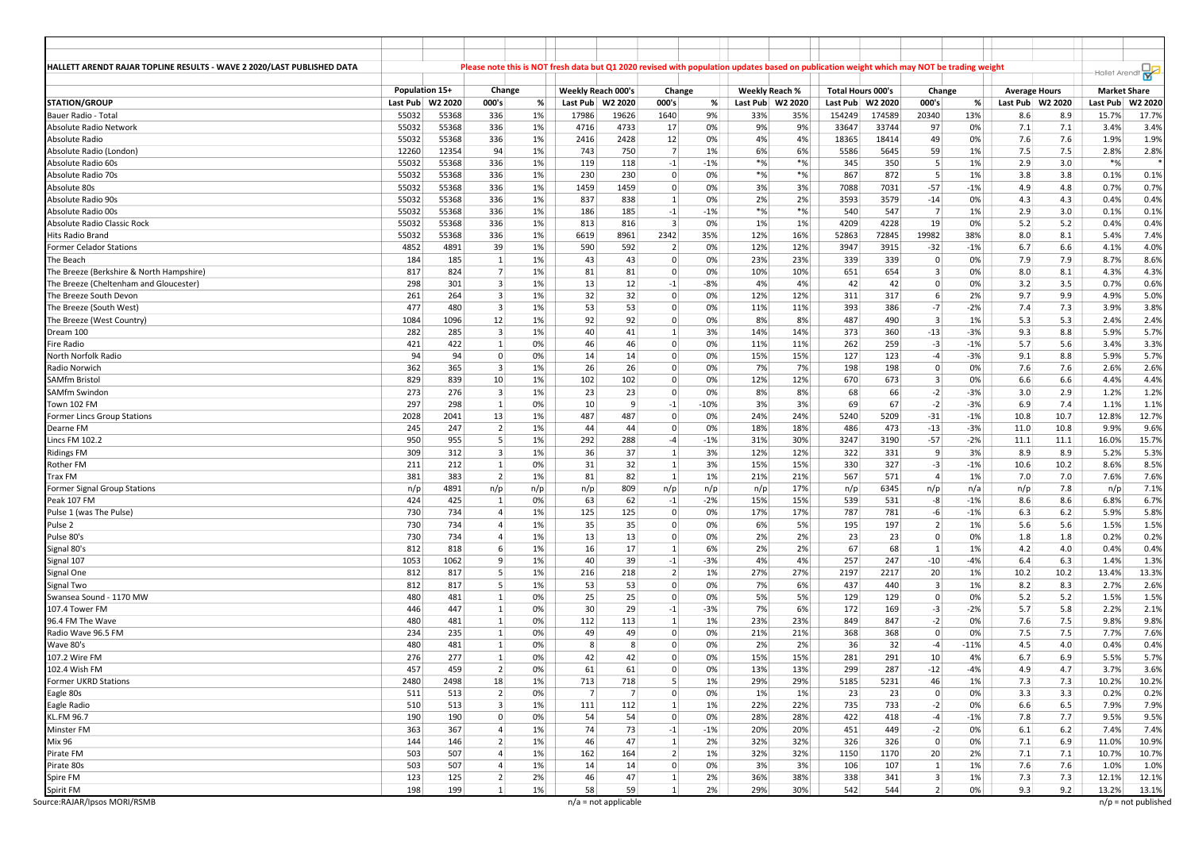# HALLETT ARENDT RAJAR TOPLINE RESULTS - WAVE 2 2020/LAST PUBLISHED DATA

Please note this is NOT fresh data but Q1 2020 revised with population updates based on publication weight which may NOT be trading weight

| STATION/GROUP | Population 15+ | | Change | | Weekly Reach 000's | | Change | | Weekly Reach % | | Total Hours 000's | | Change | | Average Hours | | Market Share | |
|---|---|---|---|---|---|---|---|---|---|---|---|---|---|---|---|---|---|---|
| | Last Pub | W2 2020 | 000's | % | Last Pub | W2 2020 | 000's | % | Last Pub | W2 2020 | Last Pub | W2 2020 | 000's | % | Last Pub | W2 2020 | Last Pub | W2 2020 |
| Bauer Radio - Total | 55032 | 55368 | 336 | 1% | 17986 | 19626 | 1640 | 9% | 33% | 35% | 154249 | 174589 | 20340 | 13% | 8.6 | 8.9 | 15.7% | 17.7% |
| Absolute Radio Network | 55032 | 55368 | 336 | 1% | 4716 | 4733 | 17 | 0% | 9% | 9% | 33647 | 33744 | 97 | 0% | 7.1 | 7.1 | 3.4% | 3.4% |
| Absolute Radio | 55032 | 55368 | 336 | 1% | 2416 | 2428 | 12 | 0% | 4% | 4% | 18365 | 18414 | 49 | 0% | 7.6 | 7.6 | 1.9% | 1.9% |
| Absolute Radio (London) | 12260 | 12354 | 94 | 1% | 743 | 750 | 7 | 1% | 6% | 6% | 5586 | 5645 | 59 | 1% | 7.5 | 7.5 | 2.8% | 2.8% |
| Absolute Radio 60s | 55032 | 55368 | 336 | 1% | 119 | 118 | -1 | -1% | *% | *% | 345 | 350 | 5 | 1% | 2.9 | 3.0 | *% | * |
| Absolute Radio 70s | 55032 | 55368 | 336 | 1% | 230 | 230 | 0 | 0% | *% | *% | 867 | 872 | 5 | 1% | 3.8 | 3.8 | 0.1% | 0.1% |
| Absolute 80s | 55032 | 55368 | 336 | 1% | 1459 | 1459 | 0 | 0% | 3% | 3% | 7088 | 7031 | -57 | -1% | 4.9 | 4.8 | 0.7% | 0.7% |
| Absolute Radio 90s | 55032 | 55368 | 336 | 1% | 837 | 838 | 1 | 0% | 2% | 2% | 3593 | 3579 | -14 | 0% | 4.3 | 4.3 | 0.4% | 0.4% |
| Absolute Radio 00s | 55032 | 55368 | 336 | 1% | 186 | 185 | -1 | -1% | *% | *% | 540 | 547 | 7 | 1% | 2.9 | 3.0 | 0.1% | 0.1% |
| Absolute Radio Classic Rock | 55032 | 55368 | 336 | 1% | 813 | 816 | 3 | 0% | 1% | 1% | 4209 | 4228 | 19 | 0% | 5.2 | 5.2 | 0.4% | 0.4% |
| Hits Radio Brand | 55032 | 55368 | 336 | 1% | 6619 | 8961 | 2342 | 35% | 12% | 16% | 52863 | 72845 | 19982 | 38% | 8.0 | 8.1 | 5.4% | 7.4% |
| Former Celador Stations | 4852 | 4891 | 39 | 1% | 590 | 592 | 2 | 0% | 12% | 12% | 3947 | 3915 | -32 | -1% | 6.7 | 6.6 | 4.1% | 4.0% |
| The Beach | 184 | 185 | 1 | 1% | 43 | 43 | 0 | 0% | 23% | 23% | 339 | 339 | 0 | 0% | 7.9 | 7.9 | 8.7% | 8.6% |
| The Breeze (Berkshire & North Hampshire) | 817 | 824 | 7 | 1% | 81 | 81 | 0 | 0% | 10% | 10% | 651 | 654 | 3 | 0% | 8.0 | 8.1 | 4.3% | 4.3% |
| The Breeze (Cheltenham and Gloucester) | 298 | 301 | 3 | 1% | 13 | 12 | -1 | -8% | 4% | 4% | 42 | 42 | 0 | 0% | 3.2 | 3.5 | 0.7% | 0.6% |
| The Breeze South Devon | 261 | 264 | 3 | 1% | 32 | 32 | 0 | 0% | 12% | 12% | 311 | 317 | 6 | 2% | 9.7 | 9.9 | 4.9% | 5.0% |
| The Breeze (South West) | 477 | 480 | 3 | 1% | 53 | 53 | 0 | 0% | 11% | 11% | 393 | 386 | -7 | -2% | 7.4 | 7.3 | 3.9% | 3.8% |
| The Breeze (West Country) | 1084 | 1096 | 12 | 1% | 92 | 92 | 0 | 0% | 8% | 8% | 487 | 490 | 3 | 1% | 5.3 | 5.3 | 2.4% | 2.4% |
| Dream 100 | 282 | 285 | 3 | 1% | 40 | 41 | 1 | 3% | 14% | 14% | 373 | 360 | -13 | -3% | 9.3 | 8.8 | 5.9% | 5.7% |
| Fire Radio | 421 | 422 | 1 | 0% | 46 | 46 | 0 | 0% | 11% | 11% | 262 | 259 | -3 | -1% | 5.7 | 5.6 | 3.4% | 3.3% |
| North Norfolk Radio | 94 | 94 | 0 | 0% | 14 | 14 | 0 | 0% | 15% | 15% | 127 | 123 | -4 | -3% | 9.1 | 8.8 | 5.9% | 5.7% |
| Radio Norwich | 362 | 365 | 3 | 1% | 26 | 26 | 0 | 0% | 7% | 7% | 198 | 198 | 0 | 0% | 7.6 | 7.6 | 2.6% | 2.6% |
| SAMfm Bristol | 829 | 839 | 10 | 1% | 102 | 102 | 0 | 0% | 12% | 12% | 670 | 673 | 3 | 0% | 6.6 | 6.6 | 4.4% | 4.4% |
| SAMfm Swindon | 273 | 276 | 3 | 1% | 23 | 23 | 0 | 0% | 8% | 8% | 68 | 66 | -2 | -3% | 3.0 | 2.9 | 1.2% | 1.2% |
| Town 102 FM | 297 | 298 | 1 | 0% | 10 | 9 | -1 | -10% | 3% | 3% | 69 | 67 | -2 | -3% | 6.9 | 7.4 | 1.1% | 1.1% |
| Former Lincs Group Stations | 2028 | 2041 | 13 | 1% | 487 | 487 | 0 | 0% | 24% | 24% | 5240 | 5209 | -31 | -1% | 10.8 | 10.7 | 12.8% | 12.7% |
| Dearne FM | 245 | 247 | 2 | 1% | 44 | 44 | 0 | 0% | 18% | 18% | 486 | 473 | -13 | -3% | 11.0 | 10.8 | 9.9% | 9.6% |
| Lincs FM 102.2 | 950 | 955 | 5 | 1% | 292 | 288 | -4 | -1% | 31% | 30% | 3247 | 3190 | -57 | -2% | 11.1 | 11.1 | 16.0% | 15.7% |
| Ridings FM | 309 | 312 | 3 | 1% | 36 | 37 | 1 | 3% | 12% | 12% | 322 | 331 | 9 | 3% | 8.9 | 8.9 | 5.2% | 5.3% |
| Rother FM | 211 | 212 | 1 | 0% | 31 | 32 | 1 | 3% | 15% | 15% | 330 | 327 | -3 | -1% | 10.6 | 10.2 | 8.6% | 8.5% |
| Trax FM | 381 | 383 | 2 | 1% | 81 | 82 | 1 | 1% | 21% | 21% | 567 | 571 | 4 | 1% | 7.0 | 7.0 | 7.6% | 7.6% |
| Former Signal Group Stations | n/p | 4891 | n/p | n/p | n/p | 809 | n/p | n/p | n/p | 17% | n/p | 6345 | n/p | n/a | n/p | 7.8 | n/p | 7.1% |
| Peak 107 FM | 424 | 425 | 1 | 0% | 63 | 62 | -1 | -2% | 15% | 15% | 539 | 531 | -8 | -1% | 8.6 | 8.6 | 6.8% | 6.7% |
| Pulse 1 (was The Pulse) | 730 | 734 | 4 | 1% | 125 | 125 | 0 | 0% | 17% | 17% | 787 | 781 | -6 | -1% | 6.3 | 6.2 | 5.9% | 5.8% |
| Pulse 2 | 730 | 734 | 4 | 1% | 35 | 35 | 0 | 0% | 6% | 5% | 195 | 197 | 2 | 1% | 5.6 | 5.6 | 1.5% | 1.5% |
| Pulse 80's | 730 | 734 | 4 | 1% | 13 | 13 | 0 | 0% | 2% | 2% | 23 | 23 | 0 | 0% | 1.8 | 1.8 | 0.2% | 0.2% |
| Signal 80's | 812 | 818 | 6 | 1% | 16 | 17 | 1 | 6% | 2% | 2% | 67 | 68 | 1 | 1% | 4.2 | 4.0 | 0.4% | 0.4% |
| Signal 107 | 1053 | 1062 | 9 | 1% | 40 | 39 | -1 | -3% | 4% | 4% | 257 | 247 | -10 | -4% | 6.4 | 6.3 | 1.4% | 1.3% |
| Signal One | 812 | 817 | 5 | 1% | 216 | 218 | 2 | 1% | 27% | 27% | 2197 | 2217 | 20 | 1% | 10.2 | 10.2 | 13.4% | 13.3% |
| Signal Two | 812 | 817 | 5 | 1% | 53 | 53 | 0 | 0% | 7% | 6% | 437 | 440 | 3 | 1% | 8.2 | 8.3 | 2.7% | 2.6% |
| Swansea Sound - 1170 MW | 480 | 481 | 1 | 0% | 25 | 25 | 0 | 0% | 5% | 5% | 129 | 129 | 0 | 0% | 5.2 | 5.2 | 1.5% | 1.5% |
| 107.4 Tower FM | 446 | 447 | 1 | 0% | 30 | 29 | -1 | -3% | 7% | 6% | 172 | 169 | -3 | -2% | 5.7 | 5.8 | 2.2% | 2.1% |
| 96.4 FM The Wave | 480 | 481 | 1 | 0% | 112 | 113 | 1 | 1% | 23% | 23% | 849 | 847 | -2 | 0% | 7.6 | 7.5 | 9.8% | 9.8% |
| Radio Wave 96.5 FM | 234 | 235 | 1 | 0% | 49 | 49 | 0 | 0% | 21% | 21% | 368 | 368 | 0 | 0% | 7.5 | 7.5 | 7.7% | 7.6% |
| Wave 80's | 480 | 481 | 1 | 0% | 8 | 8 | 0 | 0% | 2% | 2% | 36 | 32 | -4 | -11% | 4.5 | 4.0 | 0.4% | 0.4% |
| 107.2 Wire FM | 276 | 277 | 1 | 0% | 42 | 42 | 0 | 0% | 15% | 15% | 281 | 291 | 10 | 4% | 6.7 | 6.9 | 5.5% | 5.7% |
| 102.4 Wish FM | 457 | 459 | 2 | 0% | 61 | 61 | 0 | 0% | 13% | 13% | 299 | 287 | -12 | -4% | 4.9 | 4.7 | 3.7% | 3.6% |
| Former UKRD Stations | 2480 | 2498 | 18 | 1% | 713 | 718 | 5 | 1% | 29% | 29% | 5185 | 5231 | 46 | 1% | 7.3 | 7.3 | 10.2% | 10.2% |
| Eagle 80s | 511 | 513 | 2 | 0% | 7 | 7 | 0 | 0% | 1% | 1% | 23 | 23 | 0 | 0% | 3.3 | 3.3 | 0.2% | 0.2% |
| Eagle Radio | 510 | 513 | 3 | 1% | 111 | 112 | 1 | 1% | 22% | 22% | 735 | 733 | -2 | 0% | 6.6 | 6.5 | 7.9% | 7.9% |
| KL.FM 96.7 | 190 | 190 | 0 | 0% | 54 | 54 | 0 | 0% | 28% | 28% | 422 | 418 | -4 | -1% | 7.8 | 7.7 | 9.5% | 9.5% |
| Minster FM | 363 | 367 | 4 | 1% | 74 | 73 | -1 | -1% | 20% | 20% | 451 | 449 | -2 | 0% | 6.1 | 6.2 | 7.4% | 7.4% |
| Mix 96 | 144 | 146 | 2 | 1% | 46 | 47 | 1 | 2% | 32% | 32% | 326 | 326 | 0 | 0% | 7.1 | 6.9 | 11.0% | 10.9% |
| Pirate FM | 503 | 507 | 4 | 1% | 162 | 164 | 2 | 1% | 32% | 32% | 1150 | 1170 | 20 | 2% | 7.1 | 7.1 | 10.7% | 10.7% |
| Pirate 80s | 503 | 507 | 4 | 1% | 14 | 14 | 0 | 0% | 3% | 3% | 106 | 107 | 1 | 1% | 7.6 | 7.6 | 1.0% | 1.0% |
| Spire FM | 123 | 125 | 2 | 2% | 46 | 47 | 1 | 2% | 36% | 38% | 338 | 341 | 3 | 1% | 7.3 | 7.3 | 12.1% | 12.1% |
| Spirit FM | 198 | 199 | 1 | 1% | 58 | 59 | 1 | 2% | 29% | 30% | 542 | 544 | 2 | 0% | 9.3 | 9.2 | 13.2% | 13.1% |

Source:RAJAR/Ipsos MORI/RSMB

n/a = not applicable

n/p = not published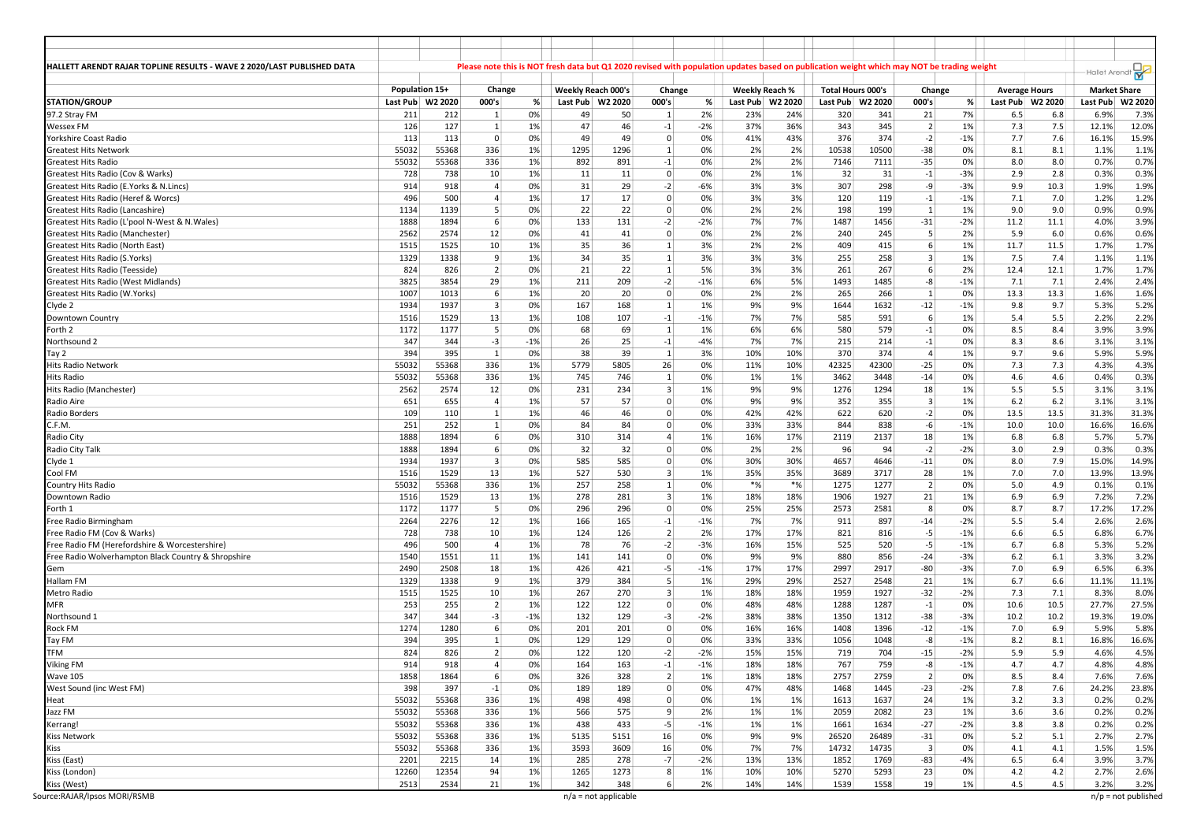HALLETT ARENDT RAJAR TOPLINE RESULTS - WAVE 2 2020/LAST PUBLISHED DATA

Please note this is NOT fresh data but Q1 2020 revised with population updates based on publication weight which may NOT be trading weight

| STATION/GROUP | Population 15+ | | Change | | Weekly Reach 000's | | Change | | Weekly Reach % | | Total Hours 000's | | Change | | Average Hours | | Market Share | |
|---|---|---|---|---|---|---|---|---|---|---|---|---|---|---|---|---|---|---|
| | Last Pub | W2 2020 | 000's | % | Last Pub | W2 2020 | 000's | % | Last Pub | W2 2020 | Last Pub | W2 2020 | 000's | % | Last Pub | W2 2020 | Last Pub | W2 2020 |
| 97.2 Stray FM | 211 | 212 | 1 | 0% | 49 | 50 | 1 | 2% | 23% | 24% | 320 | 341 | 21 | 7% | 6.5 | 6.8 | 6.9% | 7.3% |
| Wessex FM | 126 | 127 | 1 | 1% | 47 | 46 | -1 | -2% | 37% | 36% | 343 | 345 | 2 | 1% | 7.3 | 7.5 | 12.1% | 12.0% |
| Yorkshire Coast Radio | 113 | 113 | 0 | 0% | 49 | 49 | 0 | 0% | 41% | 43% | 376 | 374 | -2 | -1% | 7.7 | 7.6 | 16.1% | 15.9% |
| Greatest Hits Network | 55032 | 55368 | 336 | 1% | 1295 | 1296 | 1 | 0% | 2% | 2% | 10538 | 10500 | -38 | 0% | 8.1 | 8.1 | 1.1% | 1.1% |
| Greatest Hits Radio | 55032 | 55368 | 336 | 1% | 892 | 891 | -1 | 0% | 2% | 2% | 7146 | 7111 | -35 | 0% | 8.0 | 8.0 | 0.7% | 0.7% |
| Greatest Hits Radio (Cov & Warks) | 728 | 738 | 10 | 1% | 11 | 11 | 0 | 0% | 2% | 1% | 32 | 31 | -1 | -3% | 2.9 | 2.8 | 0.3% | 0.3% |
| Greatest Hits Radio (E.Yorks & N.Lincs) | 914 | 918 | 4 | 0% | 31 | 29 | -2 | -6% | 3% | 3% | 307 | 298 | -9 | -3% | 9.9 | 10.3 | 1.9% | 1.9% |
| Greatest Hits Radio (Heref & Worcs) | 496 | 500 | 4 | 1% | 17 | 17 | 0 | 0% | 3% | 3% | 120 | 119 | -1 | -1% | 7.1 | 7.0 | 1.2% | 1.2% |
| Greatest Hits Radio (Lancashire) | 1134 | 1139 | 5 | 0% | 22 | 22 | 0 | 0% | 2% | 2% | 198 | 199 | 1 | 1% | 9.0 | 9.0 | 0.9% | 0.9% |
| Greatest Hits Radio (L'pool N-West & N.Wales) | 1888 | 1894 | 6 | 0% | 133 | 131 | -2 | -2% | 7% | 7% | 1487 | 1456 | -31 | -2% | 11.2 | 11.1 | 4.0% | 3.9% |
| Greatest Hits Radio (Manchester) | 2562 | 2574 | 12 | 0% | 41 | 41 | 0 | 0% | 2% | 2% | 240 | 245 | 5 | 2% | 5.9 | 6.0 | 0.6% | 0.6% |
| Greatest Hits Radio (North East) | 1515 | 1525 | 10 | 1% | 35 | 36 | 1 | 3% | 2% | 2% | 409 | 415 | 6 | 1% | 11.7 | 11.5 | 1.7% | 1.7% |
| Greatest Hits Radio (S.Yorks) | 1329 | 1338 | 9 | 1% | 34 | 35 | 1 | 3% | 3% | 3% | 255 | 258 | 3 | 1% | 7.5 | 7.4 | 1.1% | 1.1% |
| Greatest Hits Radio (Teesside) | 824 | 826 | 2 | 0% | 21 | 22 | 1 | 5% | 3% | 3% | 261 | 267 | 6 | 2% | 12.4 | 12.1 | 1.7% | 1.7% |
| Greatest Hits Radio (West Midlands) | 3825 | 3854 | 29 | 1% | 211 | 209 | -2 | -1% | 6% | 5% | 1493 | 1485 | -8 | -1% | 7.1 | 7.1 | 2.4% | 2.4% |
| Greatest Hits Radio (W.Yorks) | 1007 | 1013 | 6 | 1% | 20 | 20 | 0 | 0% | 2% | 2% | 265 | 266 | 1 | 0% | 13.3 | 13.3 | 1.6% | 1.6% |
| Clyde 2 | 1934 | 1937 | 3 | 0% | 167 | 168 | 1 | 1% | 9% | 9% | 1644 | 1632 | -12 | -1% | 9.8 | 9.7 | 5.3% | 5.2% |
| Downtown Country | 1516 | 1529 | 13 | 1% | 108 | 107 | -1 | -1% | 7% | 7% | 585 | 591 | 6 | 1% | 5.4 | 5.5 | 2.2% | 2.2% |
| Forth 2 | 1172 | 1177 | 5 | 0% | 68 | 69 | 1 | 1% | 6% | 6% | 580 | 579 | -1 | 0% | 8.5 | 8.4 | 3.9% | 3.9% |
| Northsound 2 | 347 | 344 | -3 | -1% | 26 | 25 | -1 | -4% | 7% | 7% | 215 | 214 | -1 | 0% | 8.3 | 8.6 | 3.1% | 3.1% |
| Tay 2 | 394 | 395 | 1 | 0% | 38 | 39 | 1 | 3% | 10% | 10% | 370 | 374 | 4 | 1% | 9.7 | 9.6 | 5.9% | 5.9% |
| Hits Radio Network | 55032 | 55368 | 336 | 1% | 5779 | 5805 | 26 | 0% | 11% | 10% | 42325 | 42300 | -25 | 0% | 7.3 | 7.3 | 4.3% | 4.3% |
| Hits Radio | 55032 | 55368 | 336 | 1% | 745 | 746 | 1 | 0% | 1% | 1% | 3462 | 3448 | -14 | 0% | 4.6 | 4.6 | 0.4% | 0.3% |
| Hits Radio (Manchester) | 2562 | 2574 | 12 | 0% | 231 | 234 | 3 | 1% | 9% | 9% | 1276 | 1294 | 18 | 1% | 5.5 | 5.5 | 3.1% | 3.1% |
| Radio Aire | 651 | 655 | 4 | 1% | 57 | 57 | 0 | 0% | 9% | 9% | 352 | 355 | 3 | 1% | 6.2 | 6.2 | 3.1% | 3.1% |
| Radio Borders | 109 | 110 | 1 | 1% | 46 | 46 | 0 | 0% | 42% | 42% | 622 | 620 | -2 | 0% | 13.5 | 13.5 | 31.3% | 31.3% |
| C.F.M. | 251 | 252 | 1 | 0% | 84 | 84 | 0 | 0% | 33% | 33% | 844 | 838 | -6 | -1% | 10.0 | 10.0 | 16.6% | 16.6% |
| Radio City | 1888 | 1894 | 6 | 0% | 310 | 314 | 4 | 1% | 16% | 17% | 2119 | 2137 | 18 | 1% | 6.8 | 6.8 | 5.7% | 5.7% |
| Radio City Talk | 1888 | 1894 | 6 | 0% | 32 | 32 | 0 | 0% | 2% | 2% | 96 | 94 | -2 | -2% | 3.0 | 2.9 | 0.3% | 0.3% |
| Clyde 1 | 1934 | 1937 | 3 | 0% | 585 | 585 | 0 | 0% | 30% | 30% | 4657 | 4646 | -11 | 0% | 8.0 | 7.9 | 15.0% | 14.9% |
| Cool FM | 1516 | 1529 | 13 | 1% | 527 | 530 | 3 | 1% | 35% | 35% | 3689 | 3717 | 28 | 1% | 7.0 | 7.0 | 13.9% | 13.9% |
| Country Hits Radio | 55032 | 55368 | 336 | 1% | 257 | 258 | 1 | 0% | *% | *% | 1275 | 1277 | 2 | 0% | 5.0 | 4.9 | 0.1% | 0.1% |
| Downtown Radio | 1516 | 1529 | 13 | 1% | 278 | 281 | 3 | 1% | 18% | 18% | 1906 | 1927 | 21 | 1% | 6.9 | 6.9 | 7.2% | 7.2% |
| Forth 1 | 1172 | 1177 | 5 | 0% | 296 | 296 | 0 | 0% | 25% | 25% | 2573 | 2581 | 8 | 0% | 8.7 | 8.7 | 17.2% | 17.2% |
| Free Radio Birmingham | 2264 | 2276 | 12 | 1% | 166 | 165 | -1 | -1% | 7% | 7% | 911 | 897 | -14 | -2% | 5.5 | 5.4 | 2.6% | 2.6% |
| Free Radio FM (Cov & Warks) | 728 | 738 | 10 | 1% | 124 | 126 | 2 | 2% | 17% | 17% | 821 | 816 | -5 | -1% | 6.6 | 6.5 | 6.8% | 6.7% |
| Free Radio FM (Herefordshire & Worcestershire) | 496 | 500 | 4 | 1% | 78 | 76 | -2 | -3% | 16% | 15% | 525 | 520 | -5 | -1% | 6.7 | 6.8 | 5.3% | 5.2% |
| Free Radio Wolverhampton Black Country & Shropshire | 1540 | 1551 | 11 | 1% | 141 | 141 | 0 | 0% | 9% | 9% | 880 | 856 | -24 | -3% | 6.2 | 6.1 | 3.3% | 3.2% |
| Gem | 2490 | 2508 | 18 | 1% | 426 | 421 | -5 | -1% | 17% | 17% | 2997 | 2917 | -80 | -3% | 7.0 | 6.9 | 6.5% | 6.3% |
| Hallam FM | 1329 | 1338 | 9 | 1% | 379 | 384 | 5 | 1% | 29% | 29% | 2527 | 2548 | 21 | 1% | 6.7 | 6.6 | 11.1% | 11.1% |
| Metro Radio | 1515 | 1525 | 10 | 1% | 267 | 270 | 3 | 1% | 18% | 18% | 1959 | 1927 | -32 | -2% | 7.3 | 7.1 | 8.3% | 8.0% |
| MFR | 253 | 255 | 2 | 1% | 122 | 122 | 0 | 0% | 48% | 48% | 1288 | 1287 | -1 | 0% | 10.6 | 10.5 | 27.7% | 27.5% |
| Northsound 1 | 347 | 344 | -3 | -1% | 132 | 129 | -3 | -2% | 38% | 38% | 1350 | 1312 | -38 | -3% | 10.2 | 10.2 | 19.3% | 19.0% |
| Rock FM | 1274 | 1280 | 6 | 0% | 201 | 201 | 0 | 0% | 16% | 16% | 1408 | 1396 | -12 | -1% | 7.0 | 6.9 | 5.9% | 5.8% |
| Tay FM | 394 | 395 | 1 | 0% | 129 | 129 | 0 | 0% | 33% | 33% | 1056 | 1048 | -8 | -1% | 8.2 | 8.1 | 16.8% | 16.6% |
| TFM | 824 | 826 | 2 | 0% | 122 | 120 | -2 | -2% | 15% | 15% | 719 | 704 | -15 | -2% | 5.9 | 5.9 | 4.6% | 4.5% |
| Viking FM | 914 | 918 | 4 | 0% | 164 | 163 | -1 | -1% | 18% | 18% | 767 | 759 | -8 | -1% | 4.7 | 4.7 | 4.8% | 4.8% |
| Wave 105 | 1858 | 1864 | 6 | 0% | 326 | 328 | 2 | 1% | 18% | 18% | 2757 | 2759 | 2 | 0% | 8.5 | 8.4 | 7.6% | 7.6% |
| West Sound (inc West FM) | 398 | 397 | -1 | 0% | 189 | 189 | 0 | 0% | 47% | 48% | 1468 | 1445 | -23 | -2% | 7.8 | 7.6 | 24.2% | 23.8% |
| Heat | 55032 | 55368 | 336 | 1% | 498 | 498 | 0 | 0% | 1% | 1% | 1613 | 1637 | 24 | 1% | 3.2 | 3.3 | 0.2% | 0.2% |
| Jazz FM | 55032 | 55368 | 336 | 1% | 566 | 575 | 9 | 2% | 1% | 1% | 2059 | 2082 | 23 | 1% | 3.6 | 3.6 | 0.2% | 0.2% |
| Kerrang! | 55032 | 55368 | 336 | 1% | 438 | 433 | -5 | -1% | 1% | 1% | 1661 | 1634 | -27 | -2% | 3.8 | 3.8 | 0.2% | 0.2% |
| Kiss Network | 55032 | 55368 | 336 | 1% | 5135 | 5151 | 16 | 0% | 9% | 9% | 26520 | 26489 | -31 | 0% | 5.2 | 5.1 | 2.7% | 2.7% |
| Kiss | 55032 | 55368 | 336 | 1% | 3593 | 3609 | 16 | 0% | 7% | 7% | 14732 | 14735 | 3 | 0% | 4.1 | 4.1 | 1.5% | 1.5% |
| Kiss (East) | 2201 | 2215 | 14 | 1% | 285 | 278 | -7 | -2% | 13% | 13% | 1852 | 1769 | -83 | -4% | 6.5 | 6.4 | 3.9% | 3.7% |
| Kiss (London) | 12260 | 12354 | 94 | 1% | 1265 | 1273 | 8 | 1% | 10% | 10% | 5270 | 5293 | 23 | 0% | 4.2 | 4.2 | 2.7% | 2.6% |
| Kiss (West) | 2513 | 2534 | 21 | 1% | 342 | 348 | 6 | 2% | 14% | 14% | 1539 | 1558 | 19 | 1% | 4.5 | 4.5 | 3.2% | 3.2% |

Source:RAJAR/Ipsos MORI/RSMB  n/a = not applicable  n/p = not published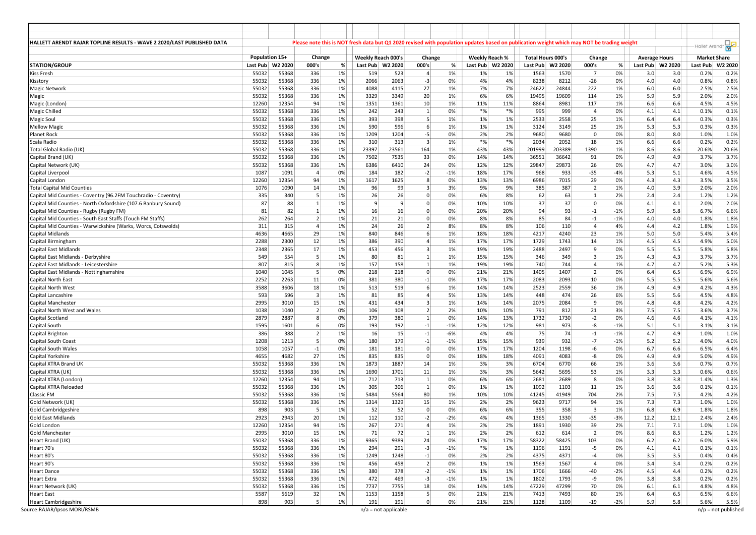# HALLETT ARENDT RAJAR TOPLINE RESULTS - WAVE 2 2020/LAST PUBLISHED DATA

Please note this is NOT fresh data but Q1 2020 revised with population updates based on publication weight which may NOT be trading weight

| STATION/GROUP | Population 15+ | | Change | | Weekly Reach 000's | | Change | | Weekly Reach % | | Total Hours 000's | | Change | | Average Hours | | Market Share | |
|---|---|---|---|---|---|---|---|---|---|---|---|---|---|---|---|---|---|---|
| | Last Pub | W2 2020 | 000's | % | Last Pub | W2 2020 | 000's | % | Last Pub | W2 2020 | Last Pub | W2 2020 | 000's | % | Last Pub | W2 2020 | Last Pub | W2 2020 |
| Kiss Fresh | 55032 | 55368 | 336 | 1% | 519 | 523 | 4 | 1% | 1% | 1% | 1563 | 1570 | 7 | 0% | 3.0 | 3.0 | 0.2% | 0.2% |
| Kisstory | 55032 | 55368 | 336 | 1% | 2066 | 2063 | -3 | 0% | 4% | 4% | 8238 | 8212 | -26 | 0% | 4.0 | 4.0 | 0.8% | 0.8% |
| Magic Network | 55032 | 55368 | 336 | 1% | 4088 | 4115 | 27 | 1% | 7% | 7% | 24622 | 24844 | 222 | 1% | 6.0 | 6.0 | 2.5% | 2.5% |
| Magic | 55032 | 55368 | 336 | 1% | 3329 | 3349 | 20 | 1% | 6% | 6% | 19495 | 19609 | 114 | 1% | 5.9 | 5.9 | 2.0% | 2.0% |
| Magic (London) | 12260 | 12354 | 94 | 1% | 1351 | 1361 | 10 | 1% | 11% | 11% | 8864 | 8981 | 117 | 1% | 6.6 | 6.6 | 4.5% | 4.5% |
| Magic Chilled | 55032 | 55368 | 336 | 1% | 242 | 243 | 1 | 0% | *% | *% | 995 | 999 | 4 | 0% | 4.1 | 4.1 | 0.1% | 0.1% |
| Magic Soul | 55032 | 55368 | 336 | 1% | 393 | 398 | 5 | 1% | 1% | 1% | 2533 | 2558 | 25 | 1% | 6.4 | 6.4 | 0.3% | 0.3% |
| Mellow Magic | 55032 | 55368 | 336 | 1% | 590 | 596 | 6 | 1% | 1% | 1% | 3124 | 3149 | 25 | 1% | 5.3 | 5.3 | 0.3% | 0.3% |
| Planet Rock | 55032 | 55368 | 336 | 1% | 1209 | 1204 | -5 | 0% | 2% | 2% | 9680 | 9680 | 0 | 0% | 8.0 | 8.0 | 1.0% | 1.0% |
| Scala Radio | 55032 | 55368 | 336 | 1% | 310 | 313 | 3 | 1% | *% | *% | 2034 | 2052 | 18 | 1% | 6.6 | 6.6 | 0.2% | 0.2% |
| Total Global Radio (UK) | 55032 | 55368 | 336 | 1% | 23397 | 23561 | 164 | 1% | 43% | 43% | 201999 | 203389 | 1390 | 1% | 8.6 | 8.6 | 20.6% | 20.6% |
| Capital Brand (UK) | 55032 | 55368 | 336 | 1% | 7502 | 7535 | 33 | 0% | 14% | 14% | 36551 | 36642 | 91 | 0% | 4.9 | 4.9 | 3.7% | 3.7% |
| Capital Network (UK) | 55032 | 55368 | 336 | 1% | 6386 | 6410 | 24 | 0% | 12% | 12% | 29847 | 29873 | 26 | 0% | 4.7 | 4.7 | 3.0% | 3.0% |
| Capital Liverpool | 1087 | 1091 | 4 | 0% | 184 | 182 | -2 | -1% | 18% | 17% | 968 | 933 | -35 | -4% | 5.3 | 5.1 | 4.6% | 4.5% |
| Capital London | 12260 | 12354 | 94 | 1% | 1617 | 1625 | 8 | 0% | 13% | 13% | 6986 | 7015 | 29 | 0% | 4.3 | 4.3 | 3.5% | 3.5% |
| Total Capital Mid Counties | 1076 | 1090 | 14 | 1% | 96 | 99 | 3 | 3% | 9% | 9% | 385 | 387 | 2 | 1% | 4.0 | 3.9 | 2.0% | 2.0% |
| Capital Mid Counties - Coventry (96.2FM Touchradio - Coventry) | 335 | 340 | 5 | 1% | 26 | 26 | 0 | 0% | 6% | 8% | 62 | 63 | 1 | 2% | 2.4 | 2.4 | 1.2% | 1.2% |
| Capital Mid Counties - North Oxfordshire (107.6 Banbury Sound) | 87 | 88 | 1 | 1% | 9 | 9 | 0 | 0% | 10% | 10% | 37 | 37 | 0 | 0% | 4.1 | 4.1 | 2.0% | 2.0% |
| Capital Mid Counties - Rugby (Rugby FM) | 81 | 82 | 1 | 1% | 16 | 16 | 0 | 0% | 20% | 20% | 94 | 93 | -1 | -1% | 5.9 | 5.8 | 6.7% | 6.6% |
| Capital Mid Counties - South East Staffs (Touch FM Staffs) | 262 | 264 | 2 | 1% | 21 | 21 | 0 | 0% | 8% | 8% | 85 | 84 | -1 | -1% | 4.0 | 4.0 | 1.8% | 1.8% |
| Capital Mid Counties - Warwickshire (Warks, Worcs, Cotswolds) | 311 | 315 | 4 | 1% | 24 | 26 | 2 | 8% | 8% | 8% | 106 | 110 | 4 | 4% | 4.4 | 4.2 | 1.8% | 1.9% |
| Capital Midlands | 4636 | 4665 | 29 | 1% | 840 | 846 | 6 | 1% | 18% | 18% | 4217 | 4240 | 23 | 1% | 5.0 | 5.0 | 5.4% | 5.4% |
| Capital Birmingham | 2288 | 2300 | 12 | 1% | 386 | 390 | 4 | 1% | 17% | 17% | 1729 | 1743 | 14 | 1% | 4.5 | 4.5 | 4.9% | 5.0% |
| Capital East Midlands | 2348 | 2365 | 17 | 1% | 453 | 456 | 3 | 1% | 19% | 19% | 2488 | 2497 | 9 | 0% | 5.5 | 5.5 | 5.8% | 5.8% |
| Capital East Midlands - Derbyshire | 549 | 554 | 5 | 1% | 80 | 81 | 1 | 1% | 15% | 15% | 346 | 349 | 3 | 1% | 4.3 | 4.3 | 3.7% | 3.7% |
| Capital East Midlands - Leicestershire | 807 | 815 | 8 | 1% | 157 | 158 | 1 | 1% | 19% | 19% | 740 | 744 | 4 | 1% | 4.7 | 4.7 | 5.2% | 5.3% |
| Capital East Midlands - Nottinghamshire | 1040 | 1045 | 5 | 0% | 218 | 218 | 0 | 0% | 21% | 21% | 1405 | 1407 | 2 | 0% | 6.4 | 6.5 | 6.9% | 6.9% |
| Capital North East | 2252 | 2263 | 11 | 0% | 381 | 380 | -1 | 0% | 17% | 17% | 2083 | 2093 | 10 | 0% | 5.5 | 5.5 | 5.6% | 5.6% |
| Capital North West | 3588 | 3606 | 18 | 1% | 513 | 519 | 6 | 1% | 14% | 14% | 2523 | 2559 | 36 | 1% | 4.9 | 4.9 | 4.2% | 4.3% |
| Capital Lancashire | 593 | 596 | 3 | 1% | 81 | 85 | 4 | 5% | 13% | 14% | 448 | 474 | 26 | 6% | 5.5 | 5.6 | 4.5% | 4.8% |
| Capital Manchester | 2995 | 3010 | 15 | 1% | 431 | 434 | 3 | 1% | 14% | 14% | 2075 | 2084 | 9 | 0% | 4.8 | 4.8 | 4.2% | 4.2% |
| Capital North West and Wales | 1038 | 1040 | 2 | 0% | 106 | 108 | 2 | 2% | 10% | 10% | 791 | 812 | 21 | 3% | 7.5 | 7.5 | 3.6% | 3.7% |
| Capital Scotland | 2879 | 2887 | 8 | 0% | 379 | 380 | 1 | 0% | 14% | 13% | 1732 | 1730 | -2 | 0% | 4.6 | 4.6 | 4.1% | 4.1% |
| Capital South | 1595 | 1601 | 6 | 0% | 193 | 192 | -1 | -1% | 12% | 12% | 981 | 973 | -8 | -1% | 5.1 | 5.1 | 3.1% | 3.1% |
| Capital Brighton | 386 | 388 | 2 | 1% | 16 | 15 | -1 | -6% | 4% | 4% | 75 | 74 | -1 | -1% | 4.7 | 4.9 | 1.0% | 1.0% |
| Capital South Coast | 1208 | 1213 | 5 | 0% | 180 | 179 | -1 | -1% | 15% | 15% | 939 | 932 | -7 | -1% | 5.2 | 5.2 | 4.0% | 4.0% |
| Capital South Wales | 1058 | 1057 | -1 | 0% | 181 | 181 | 0 | 0% | 17% | 17% | 1204 | 1198 | -6 | 0% | 6.7 | 6.6 | 6.5% | 6.4% |
| Capital Yorkshire | 4655 | 4682 | 27 | 1% | 835 | 835 | 0 | 0% | 18% | 18% | 4091 | 4083 | -8 | 0% | 4.9 | 4.9 | 5.0% | 4.9% |
| Capital XTRA Brand UK | 55032 | 55368 | 336 | 1% | 1873 | 1887 | 14 | 1% | 3% | 3% | 6704 | 6770 | 66 | 1% | 3.6 | 3.6 | 0.7% | 0.7% |
| Capital XTRA (UK) | 55032 | 55368 | 336 | 1% | 1690 | 1701 | 11 | 1% | 3% | 3% | 5642 | 5695 | 53 | 1% | 3.3 | 3.3 | 0.6% | 0.6% |
| Capital XTRA (London) | 12260 | 12354 | 94 | 1% | 712 | 713 | 1 | 0% | 6% | 6% | 2681 | 2689 | 8 | 0% | 3.8 | 3.8 | 1.4% | 1.3% |
| Capital XTRA Reloaded | 55032 | 55368 | 336 | 1% | 305 | 306 | 1 | 0% | 1% | 1% | 1092 | 1103 | 11 | 1% | 3.6 | 3.6 | 0.1% | 0.1% |
| Classic FM | 55032 | 55368 | 336 | 1% | 5484 | 5564 | 80 | 1% | 10% | 10% | 41245 | 41949 | 704 | 2% | 7.5 | 7.5 | 4.2% | 4.2% |
| Gold Network (UK) | 55032 | 55368 | 336 | 1% | 1314 | 1329 | 15 | 1% | 2% | 2% | 9623 | 9717 | 94 | 1% | 7.3 | 7.3 | 1.0% | 1.0% |
| Gold Cambridgeshire | 898 | 903 | 5 | 1% | 52 | 52 | 0 | 0% | 6% | 6% | 355 | 358 | 3 | 1% | 6.8 | 6.9 | 1.8% | 1.8% |
| Gold East Midlands | 2923 | 2943 | 20 | 1% | 112 | 110 | -2 | -2% | 4% | 4% | 1365 | 1330 | -35 | -3% | 12.2 | 12.1 | 2.4% | 2.4% |
| Gold London | 12260 | 12354 | 94 | 1% | 267 | 271 | 4 | 1% | 2% | 2% | 1891 | 1930 | 39 | 2% | 7.1 | 7.1 | 1.0% | 1.0% |
| Gold Manchester | 2995 | 3010 | 15 | 1% | 71 | 72 | 1 | 1% | 2% | 2% | 612 | 614 | 2 | 0% | 8.6 | 8.5 | 1.2% | 1.2% |
| Heart Brand (UK) | 55032 | 55368 | 336 | 1% | 9365 | 9389 | 24 | 0% | 17% | 17% | 58322 | 58425 | 103 | 0% | 6.2 | 6.2 | 6.0% | 5.9% |
| Heart 70's | 55032 | 55368 | 336 | 1% | 294 | 291 | -3 | -1% | *% | 1% | 1196 | 1191 | -5 | 0% | 4.1 | 4.1 | 0.1% | 0.1% |
| Heart 80's | 55032 | 55368 | 336 | 1% | 1249 | 1248 | -1 | 0% | 2% | 2% | 4375 | 4371 | -4 | 0% | 3.5 | 3.5 | 0.4% | 0.4% |
| Heart 90's | 55032 | 55368 | 336 | 1% | 456 | 458 | 2 | 0% | 1% | 1% | 1563 | 1567 | 4 | 0% | 3.4 | 3.4 | 0.2% | 0.2% |
| Heart Dance | 55032 | 55368 | 336 | 1% | 380 | 378 | -2 | -1% | 1% | 1% | 1706 | 1666 | -40 | -2% | 4.5 | 4.4 | 0.2% | 0.2% |
| Heart Extra | 55032 | 55368 | 336 | 1% | 472 | 469 | -3 | -1% | 1% | 1% | 1802 | 1793 | -9 | 0% | 3.8 | 3.8 | 0.2% | 0.2% |
| Heart Network (UK) | 55032 | 55368 | 336 | 1% | 7737 | 7755 | 18 | 0% | 14% | 14% | 47229 | 47299 | 70 | 0% | 6.1 | 6.1 | 4.8% | 4.8% |
| Heart East | 5587 | 5619 | 32 | 1% | 1153 | 1158 | 5 | 0% | 21% | 21% | 7413 | 7493 | 80 | 1% | 6.4 | 6.5 | 6.5% | 6.6% |
| Heart Cambridgeshire | 898 | 903 | 5 | 1% | 191 | 191 | 0 | 0% | 21% | 21% | 1128 | 1109 | -19 | -2% | 5.9 | 5.8 | 5.6% | 5.5% |

Source:RAJAR/Ipsos MORI/RSMB

n/a = not applicable

n/p = not published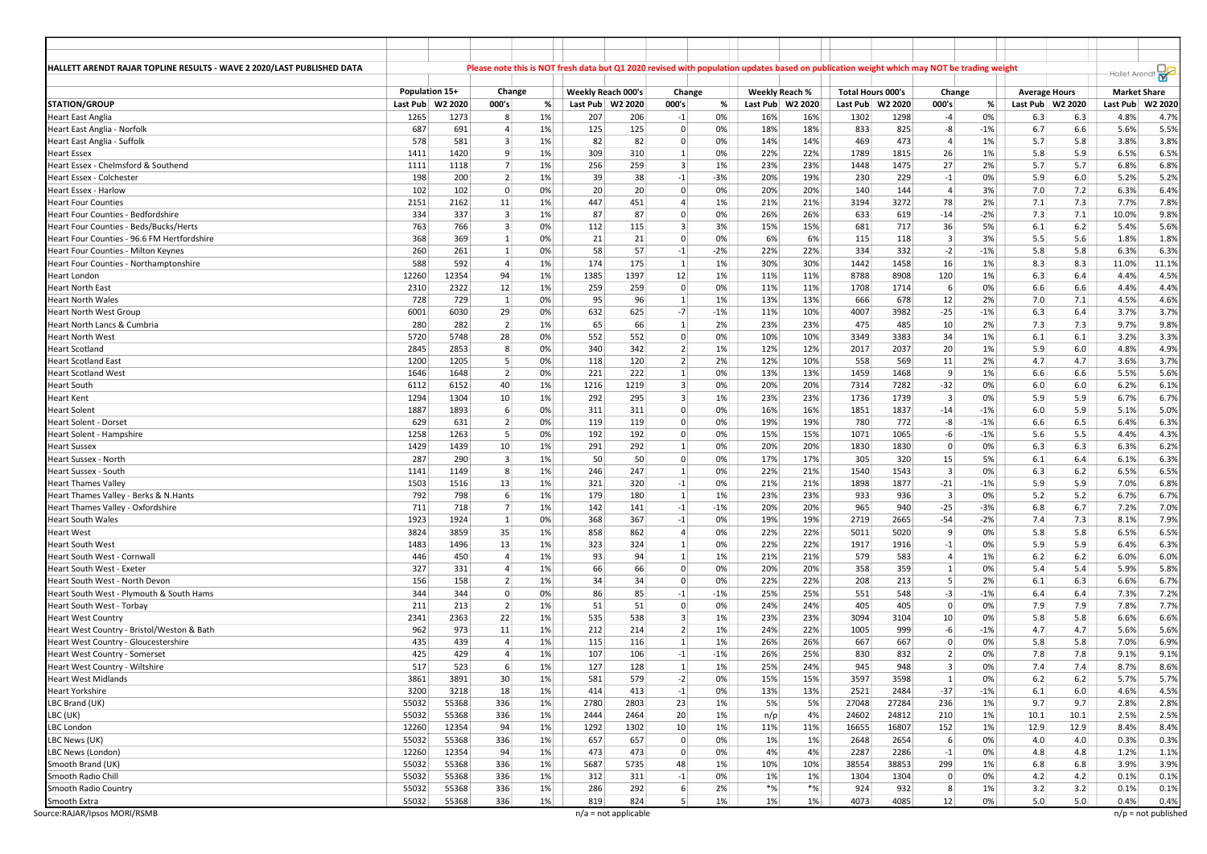HALLETT ARENDT RAJAR TOPLINE RESULTS - WAVE 2 2020/LAST PUBLISHED DATA

Please note this is NOT fresh data but Q1 2020 revised with population updates based on publication weight which may NOT be trading weight

| STATION/GROUP | Population 15+ | | Change | | Weekly Reach 000's | | Change | | Weekly Reach % | | Total Hours 000's | | Change | | Average Hours | | Market Share | |
|---|---|---|---|---|---|---|---|---|---|---|---|---|---|---|---|---|---|---|
| | Last Pub | W2 2020 | 000's | % | Last Pub | W2 2020 | 000's | % | Last Pub | W2 2020 | Last Pub | W2 2020 | 000's | % | Last Pub | W2 2020 | Last Pub | W2 2020 |
| Heart East Anglia | 1265 | 1273 | 8 | 1% | 207 | 206 | -1 | 0% | 16% | 16% | 1302 | 1298 | -4 | 0% | 6.3 | 6.3 | 4.8% | 4.7% |
| Heart East Anglia - Norfolk | 687 | 691 | 4 | 1% | 125 | 125 | 0 | 0% | 18% | 18% | 833 | 825 | -8 | -1% | 6.7 | 6.6 | 5.6% | 5.5% |
| Heart East Anglia - Suffolk | 578 | 581 | 3 | 1% | 82 | 82 | 0 | 0% | 14% | 14% | 469 | 473 | 4 | 1% | 5.7 | 5.8 | 3.8% | 3.8% |
| Heart Essex | 1411 | 1420 | 9 | 1% | 309 | 310 | 1 | 0% | 22% | 22% | 1789 | 1815 | 26 | 1% | 5.8 | 5.9 | 6.5% | 6.5% |
| Heart Essex - Chelmsford & Southend | 1111 | 1118 | 7 | 1% | 256 | 259 | 3 | 1% | 23% | 23% | 1448 | 1475 | 27 | 2% | 5.7 | 5.7 | 6.8% | 6.8% |
| Heart Essex - Colchester | 198 | 200 | 2 | 1% | 39 | 38 | -1 | -3% | 20% | 19% | 230 | 229 | -1 | 0% | 5.9 | 6.0 | 5.2% | 5.2% |
| Heart Essex - Harlow | 102 | 102 | 0 | 0% | 20 | 20 | 0 | 0% | 20% | 20% | 140 | 144 | 4 | 3% | 7.0 | 7.2 | 6.3% | 6.4% |
| Heart Four Counties | 2151 | 2162 | 11 | 1% | 447 | 451 | 4 | 1% | 21% | 21% | 3194 | 3272 | 78 | 2% | 7.1 | 7.3 | 7.7% | 7.8% |
| Heart Four Counties - Bedfordshire | 334 | 337 | 3 | 1% | 87 | 87 | 0 | 0% | 26% | 26% | 633 | 619 | -14 | -2% | 7.3 | 7.1 | 10.0% | 9.8% |
| Heart Four Counties - Beds/Bucks/Herts | 763 | 766 | 3 | 0% | 112 | 115 | 3 | 3% | 15% | 15% | 681 | 717 | 36 | 5% | 6.1 | 6.2 | 5.4% | 5.6% |
| Heart Four Counties - 96.6 FM Hertfordshire | 368 | 369 | 1 | 0% | 21 | 21 | 0 | 0% | 6% | 6% | 115 | 118 | 3 | 3% | 5.5 | 5.6 | 1.8% | 1.8% |
| Heart Four Counties - Milton Keynes | 260 | 261 | 1 | 0% | 58 | 57 | -1 | -2% | 22% | 22% | 334 | 332 | -2 | -1% | 5.8 | 5.8 | 6.3% | 6.3% |
| Heart Four Counties - Northamptonshire | 588 | 592 | 4 | 1% | 174 | 175 | 1 | 1% | 30% | 30% | 1442 | 1458 | 16 | 1% | 8.3 | 8.3 | 11.0% | 11.1% |
| Heart London | 12260 | 12354 | 94 | 1% | 1385 | 1397 | 12 | 1% | 11% | 11% | 8788 | 8908 | 120 | 1% | 6.3 | 6.4 | 4.4% | 4.5% |
| Heart North East | 2310 | 2322 | 12 | 1% | 259 | 259 | 0 | 0% | 11% | 11% | 1708 | 1714 | 6 | 0% | 6.6 | 6.6 | 4.4% | 4.4% |
| Heart North Wales | 728 | 729 | 1 | 0% | 95 | 96 | 1 | 1% | 13% | 13% | 666 | 678 | 12 | 2% | 7.0 | 7.1 | 4.5% | 4.6% |
| Heart North West Group | 6001 | 6030 | 29 | 0% | 632 | 625 | -7 | -1% | 11% | 10% | 4007 | 3982 | -25 | -1% | 6.3 | 6.4 | 3.7% | 3.7% |
| Heart North Lancs & Cumbria | 280 | 282 | 2 | 1% | 65 | 66 | 1 | 2% | 23% | 23% | 475 | 485 | 10 | 2% | 7.3 | 7.3 | 9.7% | 9.8% |
| Heart North West | 5720 | 5748 | 28 | 0% | 552 | 552 | 0 | 0% | 10% | 10% | 3349 | 3383 | 34 | 1% | 6.1 | 6.1 | 3.2% | 3.3% |
| Heart Scotland | 2845 | 2853 | 8 | 0% | 340 | 342 | 2 | 1% | 12% | 12% | 2017 | 2037 | 20 | 1% | 5.9 | 6.0 | 4.8% | 4.9% |
| Heart Scotland East | 1200 | 1205 | 5 | 0% | 118 | 120 | 2 | 2% | 12% | 10% | 558 | 569 | 11 | 2% | 4.7 | 4.7 | 3.6% | 3.7% |
| Heart Scotland West | 1646 | 1648 | 2 | 0% | 221 | 222 | 1 | 0% | 13% | 13% | 1459 | 1468 | 9 | 1% | 6.6 | 6.6 | 5.5% | 5.6% |
| Heart South | 6112 | 6152 | 40 | 1% | 1216 | 1219 | 3 | 0% | 20% | 20% | 7314 | 7282 | -32 | 0% | 6.0 | 6.0 | 6.2% | 6.1% |
| Heart Kent | 1294 | 1304 | 10 | 1% | 292 | 295 | 3 | 1% | 23% | 23% | 1736 | 1739 | 3 | 0% | 5.9 | 5.9 | 6.7% | 6.7% |
| Heart Solent | 1887 | 1893 | 6 | 0% | 311 | 311 | 0 | 0% | 16% | 16% | 1851 | 1837 | -14 | -1% | 6.0 | 5.9 | 5.1% | 5.0% |
| Heart Solent - Dorset | 629 | 631 | 2 | 0% | 119 | 119 | 0 | 0% | 19% | 19% | 780 | 772 | -8 | -1% | 6.6 | 6.5 | 6.4% | 6.3% |
| Heart Solent - Hampshire | 1258 | 1263 | 5 | 0% | 192 | 192 | 0 | 0% | 15% | 15% | 1071 | 1065 | -6 | -1% | 5.6 | 5.5 | 4.4% | 4.3% |
| Heart Sussex | 1429 | 1439 | 10 | 1% | 291 | 292 | 1 | 0% | 20% | 20% | 1830 | 1830 | 0 | 0% | 6.3 | 6.3 | 6.3% | 6.2% |
| Heart Sussex - North | 287 | 290 | 3 | 1% | 50 | 50 | 0 | 0% | 17% | 17% | 305 | 320 | 15 | 5% | 6.1 | 6.4 | 6.1% | 6.3% |
| Heart Sussex - South | 1141 | 1149 | 8 | 1% | 246 | 247 | 1 | 0% | 22% | 21% | 1540 | 1543 | 3 | 0% | 6.3 | 6.2 | 6.5% | 6.5% |
| Heart Thames Valley | 1503 | 1516 | 13 | 1% | 321 | 320 | -1 | 0% | 21% | 21% | 1898 | 1877 | -21 | -1% | 5.9 | 5.9 | 7.0% | 6.8% |
| Heart Thames Valley - Berks & N.Hants | 792 | 798 | 6 | 1% | 179 | 180 | 1 | 1% | 23% | 23% | 933 | 936 | 3 | 0% | 5.2 | 5.2 | 6.7% | 6.7% |
| Heart Thames Valley - Oxfordshire | 711 | 718 | 7 | 1% | 142 | 141 | -1 | -1% | 20% | 20% | 965 | 940 | -25 | -3% | 6.8 | 6.7 | 7.2% | 7.0% |
| Heart South Wales | 1923 | 1924 | 1 | 0% | 368 | 367 | -1 | 0% | 19% | 19% | 2719 | 2665 | -54 | -2% | 7.4 | 7.3 | 8.1% | 7.9% |
| Heart West | 3824 | 3859 | 35 | 1% | 858 | 862 | 4 | 0% | 22% | 22% | 5011 | 5020 | 9 | 0% | 5.8 | 5.8 | 6.5% | 6.5% |
| Heart South West | 1483 | 1496 | 13 | 1% | 323 | 324 | 1 | 0% | 22% | 22% | 1917 | 1916 | -1 | 0% | 5.9 | 5.9 | 6.4% | 6.3% |
| Heart South West - Cornwall | 446 | 450 | 4 | 1% | 93 | 94 | 1 | 1% | 21% | 21% | 579 | 583 | 4 | 1% | 6.2 | 6.2 | 6.0% | 6.0% |
| Heart South West - Exeter | 327 | 331 | 4 | 1% | 66 | 66 | 0 | 0% | 20% | 20% | 358 | 359 | 1 | 0% | 5.4 | 5.4 | 5.9% | 5.8% |
| Heart South West - North Devon | 156 | 158 | 2 | 1% | 34 | 34 | 0 | 0% | 22% | 22% | 208 | 213 | 5 | 2% | 6.1 | 6.3 | 6.6% | 6.7% |
| Heart South West - Plymouth & South Hams | 344 | 344 | 0 | 0% | 86 | 85 | -1 | -1% | 25% | 25% | 551 | 548 | -3 | -1% | 6.4 | 6.4 | 7.3% | 7.2% |
| Heart South West - Torbay | 211 | 213 | 2 | 1% | 51 | 51 | 0 | 0% | 24% | 24% | 405 | 405 | 0 | 0% | 7.9 | 7.9 | 7.8% | 7.7% |
| Heart West Country | 2341 | 2363 | 22 | 1% | 535 | 538 | 3 | 1% | 23% | 23% | 3094 | 3104 | 10 | 0% | 5.8 | 5.8 | 6.6% | 6.6% |
| Heart West Country - Bristol/Weston & Bath | 962 | 973 | 11 | 1% | 212 | 214 | 2 | 1% | 24% | 22% | 1005 | 999 | -6 | -1% | 4.7 | 4.7 | 5.6% | 5.6% |
| Heart West Country - Gloucestershire | 435 | 439 | 4 | 1% | 115 | 116 | 1 | 1% | 26% | 26% | 667 | 667 | 0 | 0% | 5.8 | 5.8 | 7.0% | 6.9% |
| Heart West Country - Somerset | 425 | 429 | 4 | 1% | 107 | 106 | -1 | -1% | 26% | 25% | 830 | 832 | 2 | 0% | 7.8 | 7.8 | 9.1% | 9.1% |
| Heart West Country - Wiltshire | 517 | 523 | 6 | 1% | 127 | 128 | 1 | 1% | 25% | 24% | 945 | 948 | 3 | 0% | 7.4 | 7.4 | 8.7% | 8.6% |
| Heart West Midlands | 3861 | 3891 | 30 | 1% | 581 | 579 | -2 | 0% | 15% | 15% | 3597 | 3598 | 1 | 0% | 6.2 | 6.2 | 5.7% | 5.7% |
| Heart Yorkshire | 3200 | 3218 | 18 | 1% | 414 | 413 | -1 | 0% | 13% | 13% | 2521 | 2484 | -37 | -1% | 6.1 | 6.0 | 4.6% | 4.5% |
| LBC Brand (UK) | 55032 | 55368 | 336 | 1% | 2780 | 2803 | 23 | 1% | 5% | 5% | 27048 | 27284 | 236 | 1% | 9.7 | 9.7 | 2.8% | 2.8% |
| LBC (UK) | 55032 | 55368 | 336 | 1% | 2444 | 2464 | 20 | 1% | n/p | 4% | 24602 | 24812 | 210 | 1% | 10.1 | 10.1 | 2.5% | 2.5% |
| LBC London | 12260 | 12354 | 94 | 1% | 1292 | 1302 | 10 | 1% | 11% | 11% | 16655 | 16807 | 152 | 1% | 12.9 | 12.9 | 8.4% | 8.4% |
| LBC News (UK) | 55032 | 55368 | 336 | 1% | 657 | 657 | 0 | 0% | 1% | 1% | 2648 | 2654 | 6 | 0% | 4.0 | 4.0 | 0.3% | 0.3% |
| LBC News (London) | 12260 | 12354 | 94 | 1% | 473 | 473 | 0 | 0% | 4% | 4% | 2287 | 2286 | -1 | 0% | 4.8 | 4.8 | 1.2% | 1.1% |
| Smooth Brand (UK) | 55032 | 55368 | 336 | 1% | 5687 | 5735 | 48 | 1% | 10% | 10% | 38554 | 38853 | 299 | 1% | 6.8 | 6.8 | 3.9% | 3.9% |
| Smooth Radio Chill | 55032 | 55368 | 336 | 1% | 312 | 311 | -1 | 0% | 1% | 1% | 1304 | 1304 | 0 | 0% | 4.2 | 4.2 | 0.1% | 0.1% |
| Smooth Radio Country | 55032 | 55368 | 336 | 1% | 286 | 292 | 6 | 2% | *% | *% | 924 | 932 | 8 | 1% | 3.2 | 3.2 | 0.1% | 0.1% |
| Smooth Extra | 55032 | 55368 | 336 | 1% | 819 | 824 | 5 | 1% | 1% | 1% | 4073 | 4085 | 12 | 0% | 5.0 | 5.0 | 0.4% | 0.4% |

Source:RAJAR/Ipsos MORI/RSMB

n/a = not applicable

n/p = not published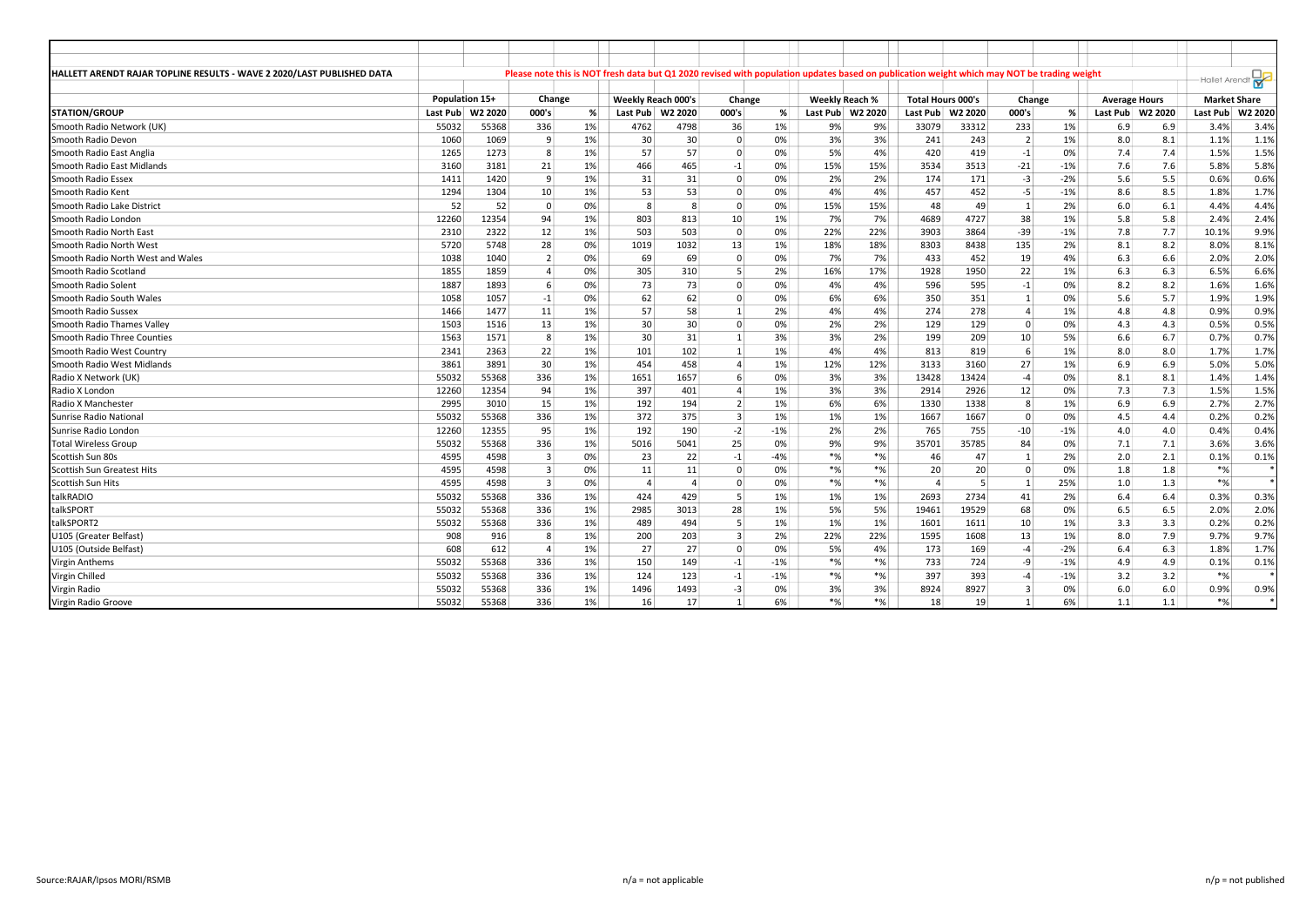HALLETT ARENDT RAJAR TOPLINE RESULTS - WAVE 2 2020/LAST PUBLISHED DATA

Please note this is NOT fresh data but Q1 2020 revised with population updates based on publication weight which may NOT be trading weight

| STATION/GROUP | Population 15+ | | Change | | Weekly Reach 000's | | Change | | Weekly Reach % | | Total Hours 000's | | Change | | Average Hours | | Market Share | |
|---|---|---|---|---|---|---|---|---|---|---|---|---|---|---|---|---|---|---|
| | Last Pub | W2 2020 | 000's | % | Last Pub | W2 2020 | 000's | % | Last Pub | W2 2020 | Last Pub | W2 2020 | 000's | % | Last Pub | W2 2020 | Last Pub | W2 2020 |
| Smooth Radio Network (UK) | 55032 | 55368 | 336 | 1% | 4762 | 4798 | 36 | 1% | 9% | 9% | 33079 | 33312 | 233 | 1% | 6.9 | 6.9 | 3.4% | 3.4% |
| Smooth Radio Devon | 1060 | 1069 | 9 | 1% | 30 | 30 | 0 | 0% | 3% | 3% | 241 | 243 | 2 | 1% | 8.0 | 8.1 | 1.1% | 1.1% |
| Smooth Radio East Anglia | 1265 | 1273 | 8 | 1% | 57 | 57 | 0 | 0% | 5% | 4% | 420 | 419 | -1 | 0% | 7.4 | 7.4 | 1.5% | 1.5% |
| Smooth Radio East Midlands | 3160 | 3181 | 21 | 1% | 466 | 465 | -1 | 0% | 15% | 15% | 3534 | 3513 | -21 | -1% | 7.6 | 7.6 | 5.8% | 5.8% |
| Smooth Radio Essex | 1411 | 1420 | 9 | 1% | 31 | 31 | 0 | 0% | 2% | 2% | 174 | 171 | -3 | -2% | 5.6 | 5.5 | 0.6% | 0.6% |
| Smooth Radio Kent | 1294 | 1304 | 10 | 1% | 53 | 53 | 0 | 0% | 4% | 4% | 457 | 452 | -5 | -1% | 8.6 | 8.5 | 1.8% | 1.7% |
| Smooth Radio Lake District | 52 | 52 | 0 | 0% | 8 | 8 | 0 | 0% | 15% | 15% | 48 | 49 | 1 | 2% | 6.0 | 6.1 | 4.4% | 4.4% |
| Smooth Radio London | 12260 | 12354 | 94 | 1% | 803 | 813 | 10 | 1% | 7% | 7% | 4689 | 4727 | 38 | 1% | 5.8 | 5.8 | 2.4% | 2.4% |
| Smooth Radio North East | 2310 | 2322 | 12 | 1% | 503 | 503 | 0 | 0% | 22% | 22% | 3903 | 3864 | -39 | -1% | 7.8 | 7.7 | 10.1% | 9.9% |
| Smooth Radio North West | 5720 | 5748 | 28 | 0% | 1019 | 1032 | 13 | 1% | 18% | 18% | 8303 | 8438 | 135 | 2% | 8.1 | 8.2 | 8.0% | 8.1% |
| Smooth Radio North West and Wales | 1038 | 1040 | 2 | 0% | 69 | 69 | 0 | 0% | 7% | 7% | 433 | 452 | 19 | 4% | 6.3 | 6.6 | 2.0% | 2.0% |
| Smooth Radio Scotland | 1855 | 1859 | 4 | 0% | 305 | 310 | 5 | 2% | 16% | 17% | 1928 | 1950 | 22 | 1% | 6.3 | 6.3 | 6.5% | 6.6% |
| Smooth Radio Solent | 1887 | 1893 | 6 | 0% | 73 | 73 | 0 | 0% | 4% | 4% | 596 | 595 | -1 | 0% | 8.2 | 8.2 | 1.6% | 1.6% |
| Smooth Radio South Wales | 1058 | 1057 | -1 | 0% | 62 | 62 | 0 | 0% | 6% | 6% | 350 | 351 | 1 | 0% | 5.6 | 5.7 | 1.9% | 1.9% |
| Smooth Radio Sussex | 1466 | 1477 | 11 | 1% | 57 | 58 | 1 | 2% | 4% | 4% | 274 | 278 | 4 | 1% | 4.8 | 4.8 | 0.9% | 0.9% |
| Smooth Radio Thames Valley | 1503 | 1516 | 13 | 1% | 30 | 30 | 0 | 0% | 2% | 2% | 129 | 129 | 0 | 0% | 4.3 | 4.3 | 0.5% | 0.5% |
| Smooth Radio Three Counties | 1563 | 1571 | 8 | 1% | 30 | 31 | 1 | 3% | 3% | 2% | 199 | 209 | 10 | 5% | 6.6 | 6.7 | 0.7% | 0.7% |
| Smooth Radio West Country | 2341 | 2363 | 22 | 1% | 101 | 102 | 1 | 1% | 4% | 4% | 813 | 819 | 6 | 1% | 8.0 | 8.0 | 1.7% | 1.7% |
| Smooth Radio West Midlands | 3861 | 3891 | 30 | 1% | 454 | 458 | 4 | 1% | 12% | 12% | 3133 | 3160 | 27 | 1% | 6.9 | 6.9 | 5.0% | 5.0% |
| Radio X Network (UK) | 55032 | 55368 | 336 | 1% | 1651 | 1657 | 6 | 0% | 3% | 3% | 13428 | 13424 | -4 | 0% | 8.1 | 8.1 | 1.4% | 1.4% |
| Radio X London | 12260 | 12354 | 94 | 1% | 397 | 401 | 4 | 1% | 3% | 3% | 2914 | 2926 | 12 | 0% | 7.3 | 7.3 | 1.5% | 1.5% |
| Radio X Manchester | 2995 | 3010 | 15 | 1% | 192 | 194 | 2 | 1% | 6% | 6% | 1330 | 1338 | 8 | 1% | 6.9 | 6.9 | 2.7% | 2.7% |
| Sunrise Radio National | 55032 | 55368 | 336 | 1% | 372 | 375 | 3 | 1% | 1% | 1% | 1667 | 1667 | 0 | 0% | 4.5 | 4.4 | 0.2% | 0.2% |
| Sunrise Radio London | 12260 | 12355 | 95 | 1% | 192 | 190 | -2 | -1% | 2% | 2% | 765 | 755 | -10 | -1% | 4.0 | 4.0 | 0.4% | 0.4% |
| Total Wireless Group | 55032 | 55368 | 336 | 1% | 5016 | 5041 | 25 | 0% | 9% | 9% | 35701 | 35785 | 84 | 0% | 7.1 | 7.1 | 3.6% | 3.6% |
| Scottish Sun 80s | 4595 | 4598 | 3 | 0% | 23 | 22 | -1 | -4% | *% | *% | 46 | 47 | 1 | 2% | 2.0 | 2.1 | 0.1% | 0.1% |
| Scottish Sun Greatest Hits | 4595 | 4598 | 3 | 0% | 11 | 11 | 0 | 0% | *% | *% | 20 | 20 | 0 | 0% | 1.8 | 1.8 | *% | * |
| Scottish Sun Hits | 4595 | 4598 | 3 | 0% | 4 | 4 | 0 | 0% | *% | *% | 4 | 5 | 1 | 25% | 1.0 | 1.3 | *% | * |
| talkRADIO | 55032 | 55368 | 336 | 1% | 424 | 429 | 5 | 1% | 1% | 1% | 2693 | 2734 | 41 | 2% | 6.4 | 6.4 | 0.3% | 0.3% |
| talkSPORT | 55032 | 55368 | 336 | 1% | 2985 | 3013 | 28 | 1% | 5% | 5% | 19461 | 19529 | 68 | 0% | 6.5 | 6.5 | 2.0% | 2.0% |
| talkSPORT2 | 55032 | 55368 | 336 | 1% | 489 | 494 | 5 | 1% | 1% | 1% | 1601 | 1611 | 10 | 1% | 3.3 | 3.3 | 0.2% | 0.2% |
| U105 (Greater Belfast) | 908 | 916 | 8 | 1% | 200 | 203 | 3 | 2% | 22% | 22% | 1595 | 1608 | 13 | 1% | 8.0 | 7.9 | 9.7% | 9.7% |
| U105 (Outside Belfast) | 608 | 612 | 4 | 1% | 27 | 27 | 0 | 0% | 5% | 4% | 173 | 169 | -4 | -2% | 6.4 | 6.3 | 1.8% | 1.7% |
| Virgin Anthems | 55032 | 55368 | 336 | 1% | 150 | 149 | -1 | -1% | *% | *% | 733 | 724 | -9 | -1% | 4.9 | 4.9 | 0.1% | 0.1% |
| Virgin Chilled | 55032 | 55368 | 336 | 1% | 124 | 123 | -1 | -1% | *% | *% | 397 | 393 | -4 | -1% | 3.2 | 3.2 | *% | * |
| Virgin Radio | 55032 | 55368 | 336 | 1% | 1496 | 1493 | -3 | 0% | 3% | 3% | 8924 | 8927 | 3 | 0% | 6.0 | 6.0 | 0.9% | 0.9% |
| Virgin Radio Groove | 55032 | 55368 | 336 | 1% | 16 | 17 | 1 | 6% | *% | *% | 18 | 19 | 1 | 6% | 1.1 | 1.1 | *% | * |

Source:RAJAR/Ipsos MORI/RSMB | n/a = not applicable | n/p = not published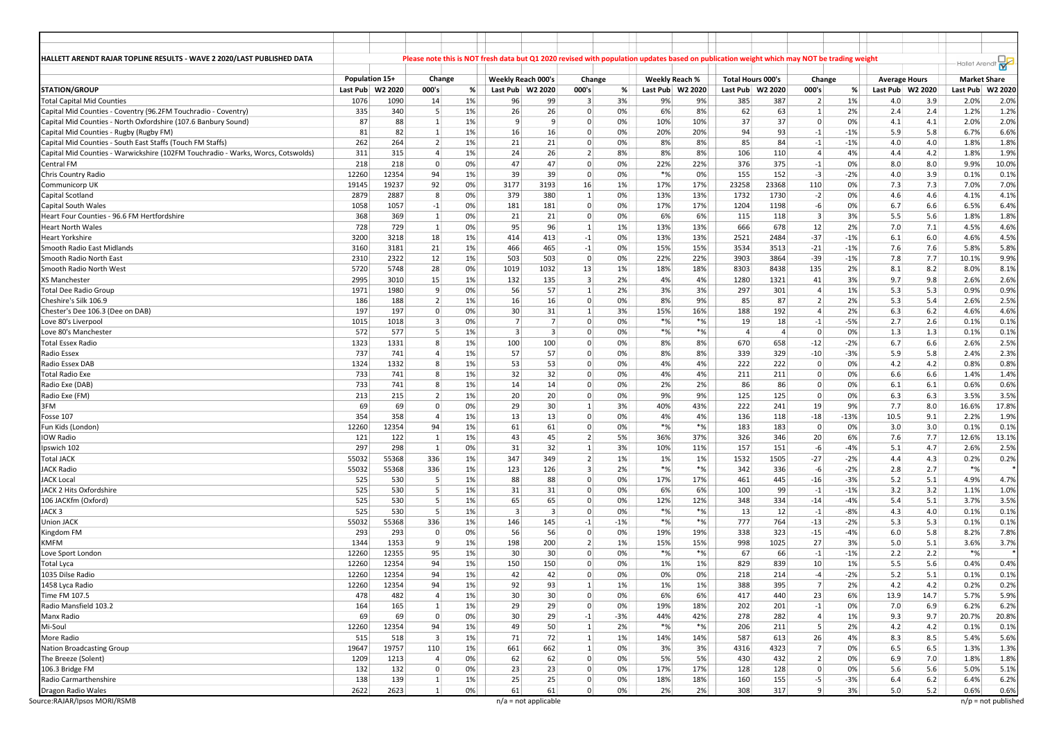**HALLETT ARENDT RAJAR TOPLINE RESULTS - WAVE 2 2020/LAST PUBLISHED DATA**

**Please note this is NOT fresh data but Q1 2020 revised with population updates based on publication weight which may NOT be trading weight**

| STATION/GROUP | Population 15+ | | Change | | Weekly Reach 000's | | Change | | Weekly Reach % | | Total Hours 000's | | Change | | Average Hours | | Market Share | |
|---|---|---|---|---|---|---|---|---|---|---|---|---|---|---|---|---|---|---|
| | Last Pub | W2 2020 | 000's | % | Last Pub | W2 2020 | 000's | % | Last Pub | W2 2020 | Last Pub | W2 2020 | 000's | % | Last Pub | W2 2020 | Last Pub | W2 2020 |
| Total Capital Mid Counties | 1076 | 1090 | 14 | 1% | 96 | 99 | 3 | 3% | 9% | 9% | 385 | 387 | 2 | 1% | 4.0 | 3.9 | 2.0% | 2.0% |
| Capital Mid Counties - Coventry (96.2FM Touchradio - Coventry) | 335 | 340 | 5 | 1% | 26 | 26 | 0 | 0% | 6% | 8% | 62 | 63 | 1 | 2% | 2.4 | 2.4 | 1.2% | 1.2% |
| Capital Mid Counties - North Oxfordshire (107.6 Banbury Sound) | 87 | 88 | 1 | 1% | 9 | 9 | 0 | 0% | 10% | 10% | 37 | 37 | 0 | 0% | 4.1 | 4.1 | 2.0% | 2.0% |
| Capital Mid Counties - Rugby (Rugby FM) | 81 | 82 | 1 | 1% | 16 | 16 | 0 | 0% | 20% | 20% | 94 | 93 | -1 | -1% | 5.9 | 5.8 | 6.7% | 6.6% |
| Capital Mid Counties - South East Staffs (Touch FM Staffs) | 262 | 264 | 2 | 1% | 21 | 21 | 0 | 0% | 8% | 8% | 85 | 84 | -1 | -1% | 4.0 | 4.0 | 1.8% | 1.8% |
| Capital Mid Counties - Warwickshire (102FM Touchradio - Warks, Worcs, Cotswolds) | 311 | 315 | 4 | 1% | 24 | 26 | 2 | 8% | 8% | 8% | 106 | 110 | 4 | 4% | 4.4 | 4.2 | 1.8% | 1.9% |
| Central FM | 218 | 218 | 0 | 0% | 47 | 47 | 0 | 0% | 22% | 22% | 376 | 375 | -1 | 0% | 8.0 | 8.0 | 9.9% | 10.0% |
| Chris Country Radio | 12260 | 12354 | 94 | 1% | 39 | 39 | 0 | 0% | *% | 0% | 155 | 152 | -3 | -2% | 4.0 | 3.9 | 0.1% | 0.1% |
| Communicorp UK | 19145 | 19237 | 92 | 0% | 3177 | 3193 | 16 | 1% | 17% | 17% | 23258 | 23368 | 110 | 0% | 7.3 | 7.3 | 7.0% | 7.0% |
| Capital Scotland | 2879 | 2887 | 8 | 0% | 379 | 380 | 1 | 0% | 13% | 13% | 1732 | 1730 | -2 | 0% | 4.6 | 4.6 | 4.1% | 4.1% |
| Capital South Wales | 1058 | 1057 | -1 | 0% | 181 | 181 | 0 | 0% | 17% | 17% | 1204 | 1198 | -6 | 0% | 6.7 | 6.6 | 6.5% | 6.4% |
| Heart Four Counties - 96.6 FM Hertfordshire | 368 | 369 | 1 | 0% | 21 | 21 | 0 | 0% | 6% | 6% | 115 | 118 | 3 | 3% | 5.5 | 5.6 | 1.8% | 1.8% |
| Heart North Wales | 728 | 729 | 1 | 0% | 95 | 96 | 1 | 1% | 13% | 13% | 666 | 678 | 12 | 2% | 7.0 | 7.1 | 4.5% | 4.6% |
| Heart Yorkshire | 3200 | 3218 | 18 | 1% | 414 | 413 | -1 | 0% | 13% | 13% | 2521 | 2484 | -37 | -1% | 6.1 | 6.0 | 4.6% | 4.5% |
| Smooth Radio East Midlands | 3160 | 3181 | 21 | 1% | 466 | 465 | -1 | 0% | 15% | 15% | 3534 | 3513 | -21 | -1% | 7.6 | 7.6 | 5.8% | 5.8% |
| Smooth Radio North East | 2310 | 2322 | 12 | 1% | 503 | 503 | 0 | 0% | 22% | 22% | 3903 | 3864 | -39 | -1% | 7.8 | 7.7 | 10.1% | 9.9% |
| Smooth Radio North West | 5720 | 5748 | 28 | 0% | 1019 | 1032 | 13 | 1% | 18% | 18% | 8303 | 8438 | 135 | 2% | 8.1 | 8.2 | 8.0% | 8.1% |
| XS Manchester | 2995 | 3010 | 15 | 1% | 132 | 135 | 3 | 2% | 4% | 4% | 1280 | 1321 | 41 | 3% | 9.7 | 9.8 | 2.6% | 2.6% |
| Total Dee Radio Group | 1971 | 1980 | 9 | 0% | 56 | 57 | 1 | 2% | 3% | 3% | 297 | 301 | 4 | 1% | 5.3 | 5.3 | 0.9% | 0.9% |
| Cheshire's Silk 106.9 | 186 | 188 | 2 | 1% | 16 | 16 | 0 | 0% | 8% | 9% | 85 | 87 | 2 | 2% | 5.3 | 5.4 | 2.6% | 2.5% |
| Chester's Dee 106.3 (Dee on DAB) | 197 | 197 | 0 | 0% | 30 | 31 | 1 | 3% | 15% | 16% | 188 | 192 | 4 | 2% | 6.3 | 6.2 | 4.6% | 4.6% |
| Love 80's Liverpool | 1015 | 1018 | 3 | 0% | 7 | 7 | 0 | 0% | *% | *% | 19 | 18 | -1 | -5% | 2.7 | 2.6 | 0.1% | 0.1% |
| Love 80's Manchester | 572 | 577 | 5 | 1% | 3 | 3 | 0 | 0% | *% | *% | 4 | 4 | 0 | 0% | 1.3 | 1.3 | 0.1% | 0.1% |
| Total Essex Radio | 1323 | 1331 | 8 | 1% | 100 | 100 | 0 | 0% | 8% | 8% | 670 | 658 | -12 | -2% | 6.7 | 6.6 | 2.6% | 2.5% |
| Radio Essex | 737 | 741 | 4 | 1% | 57 | 57 | 0 | 0% | 8% | 8% | 339 | 329 | -10 | -3% | 5.9 | 5.8 | 2.4% | 2.3% |
| Radio Essex DAB | 1324 | 1332 | 8 | 1% | 53 | 53 | 0 | 0% | 4% | 4% | 222 | 222 | 0 | 0% | 4.2 | 4.2 | 0.8% | 0.8% |
| Total Radio Exe | 733 | 741 | 8 | 1% | 32 | 32 | 0 | 0% | 4% | 4% | 211 | 211 | 0 | 0% | 6.6 | 6.6 | 1.4% | 1.4% |
| Radio Exe (DAB) | 733 | 741 | 8 | 1% | 14 | 14 | 0 | 0% | 2% | 2% | 86 | 86 | 0 | 0% | 6.1 | 6.1 | 0.6% | 0.6% |
| Radio Exe (FM) | 213 | 215 | 2 | 1% | 20 | 20 | 0 | 0% | 9% | 9% | 125 | 125 | 0 | 0% | 6.3 | 6.3 | 3.5% | 3.5% |
| 3FM | 69 | 69 | 0 | 0% | 29 | 30 | 1 | 3% | 40% | 43% | 222 | 241 | 19 | 9% | 7.7 | 8.0 | 16.6% | 17.8% |
| Fosse 107 | 354 | 358 | 4 | 1% | 13 | 13 | 0 | 0% | 4% | 4% | 136 | 118 | -18 | -13% | 10.5 | 9.1 | 2.2% | 1.9% |
| Fun Kids (London) | 12260 | 12354 | 94 | 1% | 61 | 61 | 0 | 0% | *% | *% | 183 | 183 | 0 | 0% | 3.0 | 3.0 | 0.1% | 0.1% |
| IOW Radio | 121 | 122 | 1 | 1% | 43 | 45 | 2 | 5% | 36% | 37% | 326 | 346 | 20 | 6% | 7.6 | 7.7 | 12.6% | 13.1% |
| Ipswich 102 | 297 | 298 | 1 | 0% | 31 | 32 | 1 | 3% | 10% | 11% | 157 | 151 | -6 | -4% | 5.1 | 4.7 | 2.6% | 2.5% |
| Total JACK | 55032 | 55368 | 336 | 1% | 347 | 349 | 2 | 1% | 1% | 1% | 1532 | 1505 | -27 | -2% | 4.4 | 4.3 | 0.2% | 0.2% |
| JACK Radio | 55032 | 55368 | 336 | 1% | 123 | 126 | 3 | 2% | *% | *% | 342 | 336 | -6 | -2% | 2.8 | 2.7 | *% | * |
| JACK Local | 525 | 530 | 5 | 1% | 88 | 88 | 0 | 0% | 17% | 17% | 461 | 445 | -16 | -3% | 5.2 | 5.1 | 4.9% | 4.7% |
| JACK 2 Hits Oxfordshire | 525 | 530 | 5 | 1% | 31 | 31 | 0 | 0% | 6% | 6% | 100 | 99 | -1 | -1% | 3.2 | 3.2 | 1.1% | 1.0% |
| 106 JACKfm (Oxford) | 525 | 530 | 5 | 1% | 65 | 65 | 0 | 0% | 12% | 12% | 348 | 334 | -14 | -4% | 5.4 | 5.1 | 3.7% | 3.5% |
| JACK 3 | 525 | 530 | 5 | 1% | 3 | 3 | 0 | 0% | *% | *% | 13 | 12 | -1 | -8% | 4.3 | 4.0 | 0.1% | 0.1% |
| Union JACK | 55032 | 55368 | 336 | 1% | 146 | 145 | -1 | -1% | *% | *% | 777 | 764 | -13 | -2% | 5.3 | 5.3 | 0.1% | 0.1% |
| Kingdom FM | 293 | 293 | 0 | 0% | 56 | 56 | 0 | 0% | 19% | 19% | 338 | 323 | -15 | -4% | 6.0 | 5.8 | 8.2% | 7.8% |
| KMFM | 1344 | 1353 | 9 | 1% | 198 | 200 | 2 | 1% | 15% | 15% | 998 | 1025 | 27 | 3% | 5.0 | 5.1 | 3.6% | 3.7% |
| Love Sport London | 12260 | 12355 | 95 | 1% | 30 | 30 | 0 | 0% | *% | *% | 67 | 66 | -1 | -1% | 2.2 | 2.2 | *% | * |
| Total Lyca | 12260 | 12354 | 94 | 1% | 150 | 150 | 0 | 0% | 1% | 1% | 829 | 839 | 10 | 1% | 5.5 | 5.6 | 0.4% | 0.4% |
| 1035 Dilse Radio | 12260 | 12354 | 94 | 1% | 42 | 42 | 0 | 0% | 0% | 0% | 218 | 214 | -4 | -2% | 5.2 | 5.1 | 0.1% | 0.1% |
| 1458 Lyca Radio | 12260 | 12354 | 94 | 1% | 92 | 93 | 1 | 1% | 1% | 1% | 388 | 395 | 7 | 2% | 4.2 | 4.2 | 0.2% | 0.2% |
| Time FM 107.5 | 478 | 482 | 4 | 1% | 30 | 30 | 0 | 0% | 6% | 6% | 417 | 440 | 23 | 6% | 13.9 | 14.7 | 5.7% | 5.9% |
| Radio Mansfield 103.2 | 164 | 165 | 1 | 1% | 29 | 29 | 0 | 0% | 19% | 18% | 202 | 201 | -1 | 0% | 7.0 | 6.9 | 6.2% | 6.2% |
| Manx Radio | 69 | 69 | 0 | 0% | 30 | 29 | -1 | -3% | 44% | 42% | 278 | 282 | 4 | 1% | 9.3 | 9.7 | 20.7% | 20.8% |
| Mi-Soul | 12260 | 12354 | 94 | 1% | 49 | 50 | 1 | 2% | *% | *% | 206 | 211 | 5 | 2% | 4.2 | 4.2 | 0.1% | 0.1% |
| More Radio | 515 | 518 | 3 | 1% | 71 | 72 | 1 | 1% | 14% | 14% | 587 | 613 | 26 | 4% | 8.3 | 8.5 | 5.4% | 5.6% |
| Nation Broadcasting Group | 19647 | 19757 | 110 | 1% | 661 | 662 | 1 | 0% | 3% | 3% | 4316 | 4323 | 7 | 0% | 6.5 | 6.5 | 1.3% | 1.3% |
| The Breeze (Solent) | 1209 | 1213 | 4 | 0% | 62 | 62 | 0 | 0% | 5% | 5% | 430 | 432 | 2 | 0% | 6.9 | 7.0 | 1.8% | 1.8% |
| 106.3 Bridge FM | 132 | 132 | 0 | 0% | 23 | 23 | 0 | 0% | 17% | 17% | 128 | 128 | 0 | 0% | 5.6 | 5.6 | 5.0% | 5.1% |
| Radio Carmarthenshire | 138 | 139 | 1 | 1% | 25 | 25 | 0 | 0% | 18% | 18% | 160 | 155 | -5 | -3% | 6.4 | 6.2 | 6.4% | 6.2% |
| Dragon Radio Wales | 2622 | 2623 | 1 | 0% | 61 | 61 | 0 | 0% | 2% | 2% | 308 | 317 | 9 | 3% | 5.0 | 5.2 | 0.6% | 0.6% |

Source:RAJAR/Ipsos MORI/RSMB

n/a = not applicable

n/p = not published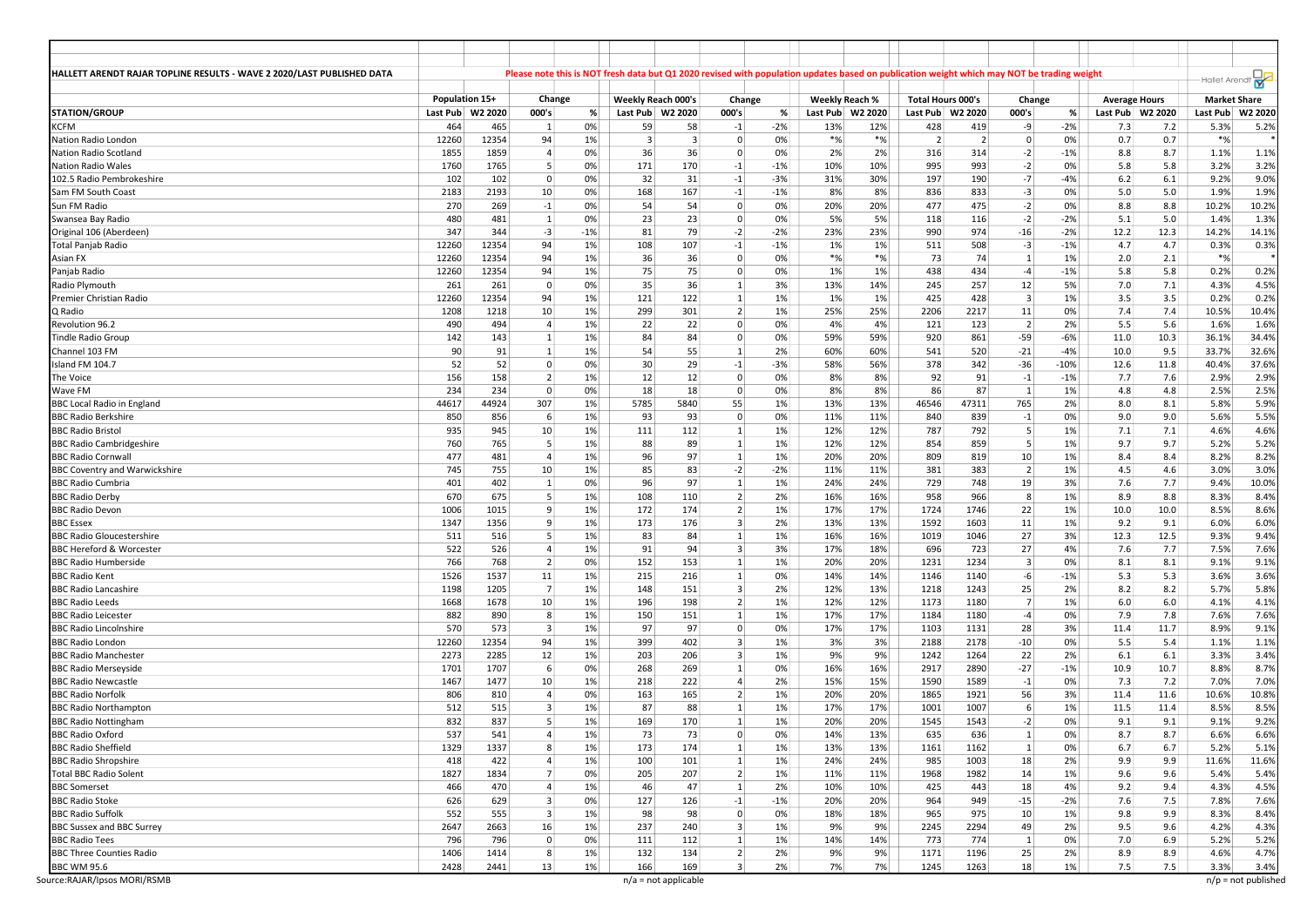**HALLETT ARENDT RAJAR TOPLINE RESULTS - WAVE 2 2020/LAST PUBLISHED DATA**

Please note this is NOT fresh data but Q1 2020 revised with population updates based on publication weight which may NOT be trading weight

| STATION/GROUP | Population 15+ | | Change | | Weekly Reach 000's | | Change | | Weekly Reach % | | Total Hours 000's | | Change | | Average Hours | | Market Share | |
|---|---|---|---|---|---|---|---|---|---|---|---|---|---|---|---|---|---|---|
| | Last Pub | W2 2020 | 000's | % | Last Pub | W2 2020 | 000's | % | Last Pub | W2 2020 | Last Pub | W2 2020 | 000's | % | Last Pub | W2 2020 | Last Pub | W2 2020 |
| KCFM | 464 | 465 | 1 | 0% | 59 | 58 | -1 | -2% | 13% | 12% | 428 | 419 | -9 | -2% | 7.3 | 7.2 | 5.3% | 5.2% |
| Nation Radio London | 12260 | 12354 | 94 | 1% | 3 | 3 | 0 | 0% | *% | *% | 2 | 2 | 0 | 0% | 0.7 | 0.7 | *% | * |
| Nation Radio Scotland | 1855 | 1859 | 4 | 0% | 36 | 36 | 0 | 0% | 2% | 2% | 316 | 314 | -2 | -1% | 8.8 | 8.7 | 1.1% | 1.1% |
| Nation Radio Wales | 1760 | 1765 | 5 | 0% | 171 | 170 | -1 | -1% | 10% | 10% | 995 | 993 | -2 | 0% | 5.8 | 5.8 | 3.2% | 3.2% |
| 102.5 Radio Pembrokeshire | 102 | 102 | 0 | 0% | 32 | 31 | -1 | -3% | 31% | 30% | 197 | 190 | -7 | -4% | 6.2 | 6.1 | 9.2% | 9.0% |
| Sam FM South Coast | 2183 | 2193 | 10 | 0% | 168 | 167 | -1 | -1% | 8% | 8% | 836 | 833 | -3 | 0% | 5.0 | 5.0 | 1.9% | 1.9% |
| Sun FM Radio | 270 | 269 | -1 | 0% | 54 | 54 | 0 | 0% | 20% | 20% | 477 | 475 | -2 | 0% | 8.8 | 8.8 | 10.2% | 10.2% |
| Swansea Bay Radio | 480 | 481 | 1 | 0% | 23 | 23 | 0 | 0% | 5% | 5% | 118 | 116 | -2 | -2% | 5.1 | 5.0 | 1.4% | 1.3% |
| Original 106 (Aberdeen) | 347 | 344 | -3 | -1% | 81 | 79 | -2 | -2% | 23% | 23% | 990 | 974 | -16 | -2% | 12.2 | 12.3 | 14.2% | 14.1% |
| Total Panjab Radio | 12260 | 12354 | 94 | 1% | 108 | 107 | -1 | -1% | 1% | 1% | 511 | 508 | -3 | -1% | 4.7 | 4.7 | 0.3% | 0.3% |
| Asian FX | 12260 | 12354 | 94 | 1% | 36 | 36 | 0 | 0% | *% | *% | 73 | 74 | 1 | 1% | 2.0 | 2.1 | *% | * |
| Panjab Radio | 12260 | 12354 | 94 | 1% | 75 | 75 | 0 | 0% | 1% | 1% | 438 | 434 | -4 | -1% | 5.8 | 5.8 | 0.2% | 0.2% |
| Radio Plymouth | 261 | 261 | 0 | 0% | 35 | 36 | 1 | 3% | 13% | 14% | 245 | 257 | 12 | 5% | 7.0 | 7.1 | 4.3% | 4.5% |
| Premier Christian Radio | 12260 | 12354 | 94 | 1% | 121 | 122 | 1 | 1% | 1% | 1% | 425 | 428 | 3 | 1% | 3.5 | 3.5 | 0.2% | 0.2% |
| Q Radio | 1208 | 1218 | 10 | 1% | 299 | 301 | 2 | 1% | 25% | 25% | 2206 | 2217 | 11 | 0% | 7.4 | 7.4 | 10.5% | 10.4% |
| Revolution 96.2 | 490 | 494 | 4 | 1% | 22 | 22 | 0 | 0% | 4% | 4% | 121 | 123 | 2 | 2% | 5.5 | 5.6 | 1.6% | 1.6% |
| Tindle Radio Group | 142 | 143 | 1 | 1% | 84 | 84 | 0 | 0% | 59% | 59% | 920 | 861 | -59 | -6% | 11.0 | 10.3 | 36.1% | 34.4% |
| Channel 103 FM | 90 | 91 | 1 | 1% | 54 | 55 | 1 | 2% | 60% | 60% | 541 | 520 | -21 | -4% | 10.0 | 9.5 | 33.7% | 32.6% |
| Island FM 104.7 | 52 | 52 | 0 | 0% | 30 | 29 | -1 | -3% | 58% | 56% | 378 | 342 | -36 | -10% | 12.6 | 11.8 | 40.4% | 37.6% |
| The Voice | 156 | 158 | 2 | 1% | 12 | 12 | 0 | 0% | 8% | 8% | 92 | 91 | -1 | -1% | 7.7 | 7.6 | 2.9% | 2.9% |
| Wave FM | 234 | 234 | 0 | 0% | 18 | 18 | 0 | 0% | 8% | 8% | 86 | 87 | 1 | 1% | 4.8 | 4.8 | 2.5% | 2.5% |
| BBC Local Radio in England | 44617 | 44924 | 307 | 1% | 5785 | 5840 | 55 | 1% | 13% | 13% | 46546 | 47311 | 765 | 2% | 8.0 | 8.1 | 5.8% | 5.9% |
| BBC Radio Berkshire | 850 | 856 | 6 | 1% | 93 | 93 | 0 | 0% | 11% | 11% | 840 | 839 | -1 | 0% | 9.0 | 9.0 | 5.6% | 5.5% |
| BBC Radio Bristol | 935 | 945 | 10 | 1% | 111 | 112 | 1 | 1% | 12% | 12% | 787 | 792 | 5 | 1% | 7.1 | 7.1 | 4.6% | 4.6% |
| BBC Radio Cambridgeshire | 760 | 765 | 5 | 1% | 88 | 89 | 1 | 1% | 12% | 12% | 854 | 859 | 5 | 1% | 9.7 | 9.7 | 5.2% | 5.2% |
| BBC Radio Cornwall | 477 | 481 | 4 | 1% | 96 | 97 | 1 | 1% | 20% | 20% | 809 | 819 | 10 | 1% | 8.4 | 8.4 | 8.2% | 8.2% |
| BBC Coventry and Warwickshire | 745 | 755 | 10 | 1% | 85 | 83 | -2 | -2% | 11% | 11% | 381 | 383 | 2 | 1% | 4.5 | 4.6 | 3.0% | 3.0% |
| BBC Radio Cumbria | 401 | 402 | 1 | 0% | 96 | 97 | 1 | 1% | 24% | 24% | 729 | 748 | 19 | 3% | 7.6 | 7.7 | 9.4% | 10.0% |
| BBC Radio Derby | 670 | 675 | 5 | 1% | 108 | 110 | 2 | 2% | 16% | 16% | 958 | 966 | 8 | 1% | 8.9 | 8.8 | 8.3% | 8.4% |
| BBC Radio Devon | 1006 | 1015 | 9 | 1% | 172 | 174 | 2 | 1% | 17% | 17% | 1724 | 1746 | 22 | 1% | 10.0 | 10.0 | 8.5% | 8.6% |
| BBC Essex | 1347 | 1356 | 9 | 1% | 173 | 176 | 3 | 2% | 13% | 13% | 1592 | 1603 | 11 | 1% | 9.2 | 9.1 | 6.0% | 6.0% |
| BBC Radio Gloucestershire | 511 | 516 | 5 | 1% | 83 | 84 | 1 | 1% | 16% | 16% | 1019 | 1046 | 27 | 3% | 12.3 | 12.5 | 9.3% | 9.4% |
| BBC Hereford & Worcester | 522 | 526 | 4 | 1% | 91 | 94 | 3 | 3% | 17% | 18% | 696 | 723 | 27 | 4% | 7.6 | 7.7 | 7.5% | 7.6% |
| BBC Radio Humberside | 766 | 768 | 2 | 0% | 152 | 153 | 1 | 1% | 20% | 20% | 1231 | 1234 | 3 | 0% | 8.1 | 8.1 | 9.1% | 9.1% |
| BBC Radio Kent | 1526 | 1537 | 11 | 1% | 215 | 216 | 1 | 0% | 14% | 14% | 1146 | 1140 | -6 | -1% | 5.3 | 5.3 | 3.6% | 3.6% |
| BBC Radio Lancashire | 1198 | 1205 | 7 | 1% | 148 | 151 | 3 | 2% | 12% | 13% | 1218 | 1243 | 25 | 2% | 8.2 | 8.2 | 5.7% | 5.8% |
| BBC Radio Leeds | 1668 | 1678 | 10 | 1% | 196 | 198 | 2 | 1% | 12% | 12% | 1173 | 1180 | 7 | 1% | 6.0 | 6.0 | 4.1% | 4.1% |
| BBC Radio Leicester | 882 | 890 | 8 | 1% | 150 | 151 | 1 | 1% | 17% | 17% | 1184 | 1180 | -4 | 0% | 7.9 | 7.8 | 7.6% | 7.6% |
| BBC Radio Lincolnshire | 570 | 573 | 3 | 1% | 97 | 97 | 0 | 0% | 17% | 17% | 1103 | 1131 | 28 | 3% | 11.4 | 11.7 | 8.9% | 9.1% |
| BBC Radio London | 12260 | 12354 | 94 | 1% | 399 | 402 | 3 | 1% | 3% | 3% | 2188 | 2178 | -10 | 0% | 5.5 | 5.4 | 1.1% | 1.1% |
| BBC Radio Manchester | 2273 | 2285 | 12 | 1% | 203 | 206 | 3 | 1% | 9% | 9% | 1242 | 1264 | 22 | 2% | 6.1 | 6.1 | 3.3% | 3.4% |
| BBC Radio Merseyside | 1701 | 1707 | 6 | 0% | 268 | 269 | 1 | 0% | 16% | 16% | 2917 | 2890 | -27 | -1% | 10.9 | 10.7 | 8.8% | 8.7% |
| BBC Radio Newcastle | 1467 | 1477 | 10 | 1% | 218 | 222 | 4 | 2% | 15% | 15% | 1590 | 1589 | -1 | 0% | 7.3 | 7.2 | 7.0% | 7.0% |
| BBC Radio Norfolk | 806 | 810 | 4 | 0% | 163 | 165 | 2 | 1% | 20% | 20% | 1865 | 1921 | 56 | 3% | 11.4 | 11.6 | 10.6% | 10.8% |
| BBC Radio Northampton | 512 | 515 | 3 | 1% | 87 | 88 | 1 | 1% | 17% | 17% | 1001 | 1007 | 6 | 1% | 11.5 | 11.4 | 8.5% | 8.5% |
| BBC Radio Nottingham | 832 | 837 | 5 | 1% | 169 | 170 | 1 | 1% | 20% | 20% | 1545 | 1543 | -2 | 0% | 9.1 | 9.1 | 9.1% | 9.2% |
| BBC Radio Oxford | 537 | 541 | 4 | 1% | 73 | 73 | 0 | 0% | 14% | 13% | 635 | 636 | 1 | 0% | 8.7 | 8.7 | 6.6% | 6.6% |
| BBC Radio Sheffield | 1329 | 1337 | 8 | 1% | 173 | 174 | 1 | 1% | 13% | 13% | 1161 | 1162 | 1 | 0% | 6.7 | 6.7 | 5.2% | 5.1% |
| BBC Radio Shropshire | 418 | 422 | 4 | 1% | 100 | 101 | 1 | 1% | 24% | 24% | 985 | 1003 | 18 | 2% | 9.9 | 9.9 | 11.6% | 11.6% |
| Total BBC Radio Solent | 1827 | 1834 | 7 | 0% | 205 | 207 | 2 | 1% | 11% | 11% | 1968 | 1982 | 14 | 1% | 9.6 | 9.6 | 5.4% | 5.4% |
| BBC Somerset | 466 | 470 | 4 | 1% | 46 | 47 | 1 | 2% | 10% | 10% | 425 | 443 | 18 | 4% | 9.2 | 9.4 | 4.3% | 4.5% |
| BBC Radio Stoke | 626 | 629 | 3 | 0% | 127 | 126 | -1 | -1% | 20% | 20% | 964 | 949 | -15 | -2% | 7.6 | 7.5 | 7.8% | 7.6% |
| BBC Radio Suffolk | 552 | 555 | 3 | 1% | 98 | 98 | 0 | 0% | 18% | 18% | 965 | 975 | 10 | 1% | 9.8 | 9.9 | 8.3% | 8.4% |
| BBC Sussex and BBC Surrey | 2647 | 2663 | 16 | 1% | 237 | 240 | 3 | 1% | 9% | 9% | 2245 | 2294 | 49 | 2% | 9.5 | 9.6 | 4.2% | 4.3% |
| BBC Radio Tees | 796 | 796 | 0 | 0% | 111 | 112 | 1 | 1% | 14% | 14% | 773 | 774 | 1 | 0% | 7.0 | 6.9 | 5.2% | 5.2% |
| BBC Three Counties Radio | 1406 | 1414 | 8 | 1% | 132 | 134 | 2 | 2% | 9% | 9% | 1171 | 1196 | 25 | 2% | 8.9 | 8.9 | 4.6% | 4.7% |
| BBC WM 95.6 | 2428 | 2441 | 13 | 1% | 166 | 169 | 3 | 2% | 7% | 7% | 1245 | 1263 | 18 | 1% | 7.5 | 7.5 | 3.3% | 3.4% |

Source:RAJAR/Ipsos MORI/RSMB

n/a = not applicable

n/p = not published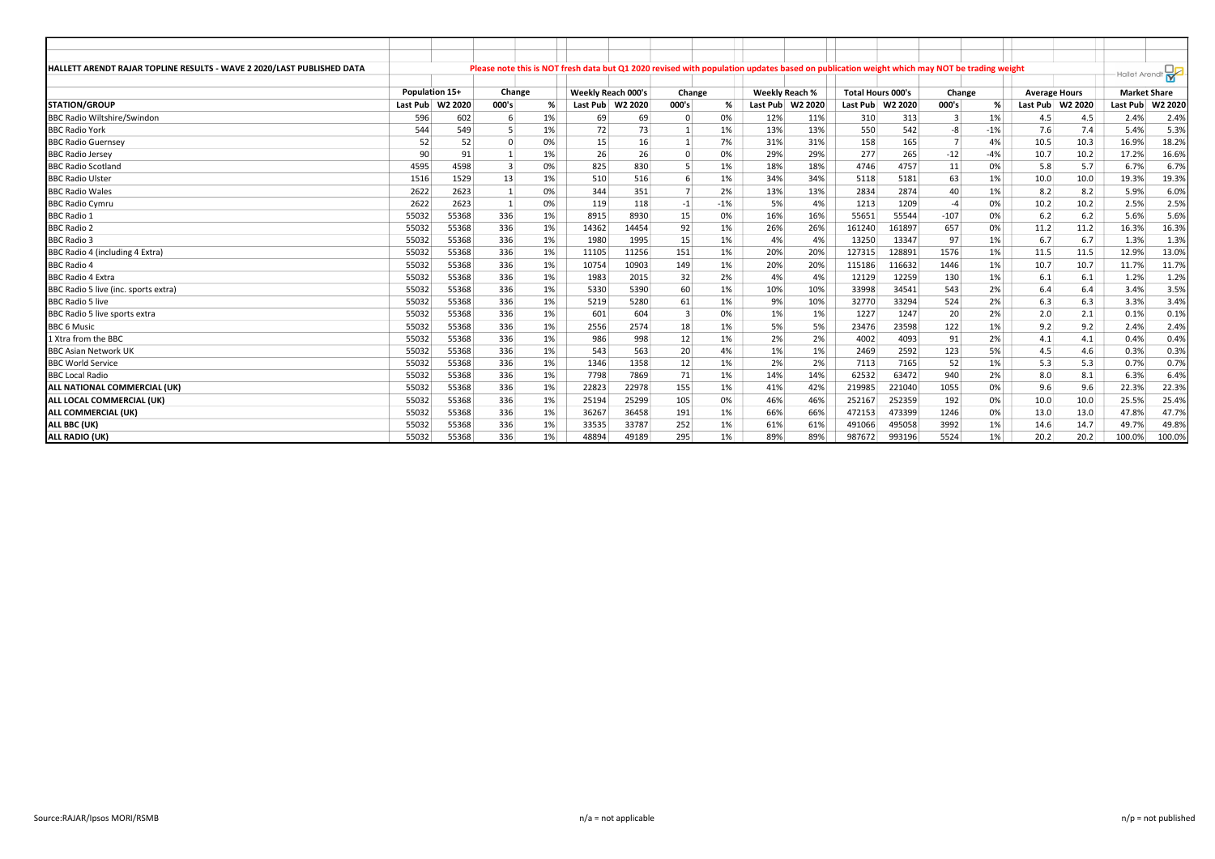| HALLETT ARENDT RAJAR TOPLINE RESULTS - WAVE 2 2020/LAST PUBLISHED DATA | Please note this is NOT fresh data but Q1 2020 revised with population updates based on publication weight which may NOT be trading weight | | | | | | | | | | | | | | | | | | | |
|---|---|---|---|---|---|---|---|---|---|---|---|---|---|---|---|---|---|---|---|---|
| | Population 15+ | | Change | | Weekly Reach 000's | | Change | | Weekly Reach % | | Total Hours 000's | | Change | | Average Hours | | Market Share | |
| STATION/GROUP | Last Pub | W2 2020 | 000's | % | Last Pub | W2 2020 | 000's | % | Last Pub | W2 2020 | Last Pub | W2 2020 | 000's | % | Last Pub | W2 2020 | Last Pub | W2 2020 |
| BBC Radio Wiltshire/Swindon | 596 | 602 | 6 | 1% | 69 | 69 | 0 | 0% | 12% | 11% | 310 | 313 | 3 | 1% | 4.5 | 4.5 | 2.4% | 2.4% |
| BBC Radio York | 544 | 549 | 5 | 1% | 72 | 73 | 1 | 1% | 13% | 13% | 550 | 542 | -8 | -1% | 7.6 | 7.4 | 5.4% | 5.3% |
| BBC Radio Guernsey | 52 | 52 | 0 | 0% | 15 | 16 | 1 | 7% | 31% | 31% | 158 | 165 | 7 | 4% | 10.5 | 10.3 | 16.9% | 18.2% |
| BBC Radio Jersey | 90 | 91 | 1 | 1% | 26 | 26 | 0 | 0% | 29% | 29% | 277 | 265 | -12 | -4% | 10.7 | 10.2 | 17.2% | 16.6% |
| BBC Radio Scotland | 4595 | 4598 | 3 | 0% | 825 | 830 | 5 | 1% | 18% | 18% | 4746 | 4757 | 11 | 0% | 5.8 | 5.7 | 6.7% | 6.7% |
| BBC Radio Ulster | 1516 | 1529 | 13 | 1% | 510 | 516 | 6 | 1% | 34% | 34% | 5118 | 5181 | 63 | 1% | 10.0 | 10.0 | 19.3% | 19.3% |
| BBC Radio Wales | 2622 | 2623 | 1 | 0% | 344 | 351 | 7 | 2% | 13% | 13% | 2834 | 2874 | 40 | 1% | 8.2 | 8.2 | 5.9% | 6.0% |
| BBC Radio Cymru | 2622 | 2623 | 1 | 0% | 119 | 118 | -1 | -1% | 5% | 4% | 1213 | 1209 | -4 | 0% | 10.2 | 10.2 | 2.5% | 2.5% |
| BBC Radio 1 | 55032 | 55368 | 336 | 1% | 8915 | 8930 | 15 | 0% | 16% | 16% | 55651 | 55544 | -107 | 0% | 6.2 | 6.2 | 5.6% | 5.6% |
| BBC Radio 2 | 55032 | 55368 | 336 | 1% | 14362 | 14454 | 92 | 1% | 26% | 26% | 161240 | 161897 | 657 | 0% | 11.2 | 11.2 | 16.3% | 16.3% |
| BBC Radio 3 | 55032 | 55368 | 336 | 1% | 1980 | 1995 | 15 | 1% | 4% | 4% | 13250 | 13347 | 97 | 1% | 6.7 | 6.7 | 1.3% | 1.3% |
| BBC Radio 4 (including 4 Extra) | 55032 | 55368 | 336 | 1% | 11105 | 11256 | 151 | 1% | 20% | 20% | 127315 | 128891 | 1576 | 1% | 11.5 | 11.5 | 12.9% | 13.0% |
| BBC Radio 4 | 55032 | 55368 | 336 | 1% | 10754 | 10903 | 149 | 1% | 20% | 20% | 115186 | 116632 | 1446 | 1% | 10.7 | 10.7 | 11.7% | 11.7% |
| BBC Radio 4 Extra | 55032 | 55368 | 336 | 1% | 1983 | 2015 | 32 | 2% | 4% | 4% | 12129 | 12259 | 130 | 1% | 6.1 | 6.1 | 1.2% | 1.2% |
| BBC Radio 5 live (inc. sports extra) | 55032 | 55368 | 336 | 1% | 5330 | 5390 | 60 | 1% | 10% | 10% | 33998 | 34541 | 543 | 2% | 6.4 | 6.4 | 3.4% | 3.5% |
| BBC Radio 5 live | 55032 | 55368 | 336 | 1% | 5219 | 5280 | 61 | 1% | 9% | 10% | 32770 | 33294 | 524 | 2% | 6.3 | 6.3 | 3.3% | 3.4% |
| BBC Radio 5 live sports extra | 55032 | 55368 | 336 | 1% | 601 | 604 | 3 | 0% | 1% | 1% | 1227 | 1247 | 20 | 2% | 2.0 | 2.1 | 0.1% | 0.1% |
| BBC 6 Music | 55032 | 55368 | 336 | 1% | 2556 | 2574 | 18 | 1% | 5% | 5% | 23476 | 23598 | 122 | 1% | 9.2 | 9.2 | 2.4% | 2.4% |
| 1 Xtra from the BBC | 55032 | 55368 | 336 | 1% | 986 | 998 | 12 | 1% | 2% | 2% | 4002 | 4093 | 91 | 2% | 4.1 | 4.1 | 0.4% | 0.4% |
| BBC Asian Network UK | 55032 | 55368 | 336 | 1% | 543 | 563 | 20 | 4% | 1% | 1% | 2469 | 2592 | 123 | 5% | 4.5 | 4.6 | 0.3% | 0.3% |
| BBC World Service | 55032 | 55368 | 336 | 1% | 1346 | 1358 | 12 | 1% | 2% | 2% | 7113 | 7165 | 52 | 1% | 5.3 | 5.3 | 0.7% | 0.7% |
| BBC Local Radio | 55032 | 55368 | 336 | 1% | 7798 | 7869 | 71 | 1% | 14% | 14% | 62532 | 63472 | 940 | 2% | 8.0 | 8.1 | 6.3% | 6.4% |
| ALL NATIONAL COMMERCIAL (UK) | 55032 | 55368 | 336 | 1% | 22823 | 22978 | 155 | 1% | 41% | 42% | 219985 | 221040 | 1055 | 0% | 9.6 | 9.6 | 22.3% | 22.3% |
| ALL LOCAL COMMERCIAL (UK) | 55032 | 55368 | 336 | 1% | 25194 | 25299 | 105 | 0% | 46% | 46% | 252167 | 252359 | 192 | 0% | 10.0 | 10.0 | 25.5% | 25.4% |
| ALL COMMERCIAL (UK) | 55032 | 55368 | 336 | 1% | 36267 | 36458 | 191 | 1% | 66% | 66% | 472153 | 473399 | 1246 | 0% | 13.0 | 13.0 | 47.8% | 47.7% |
| ALL BBC (UK) | 55032 | 55368 | 336 | 1% | 33535 | 33787 | 252 | 1% | 61% | 61% | 491066 | 495058 | 3992 | 1% | 14.6 | 14.7 | 49.7% | 49.8% |
| ALL RADIO (UK) | 55032 | 55368 | 336 | 1% | 48894 | 49189 | 295 | 1% | 89% | 89% | 987672 | 993196 | 5524 | 1% | 20.2 | 20.2 | 100.0% | 100.0% |

Source:RAJAR/Ipsos MORI/RSMB

n/a = not applicable

n/p = not published